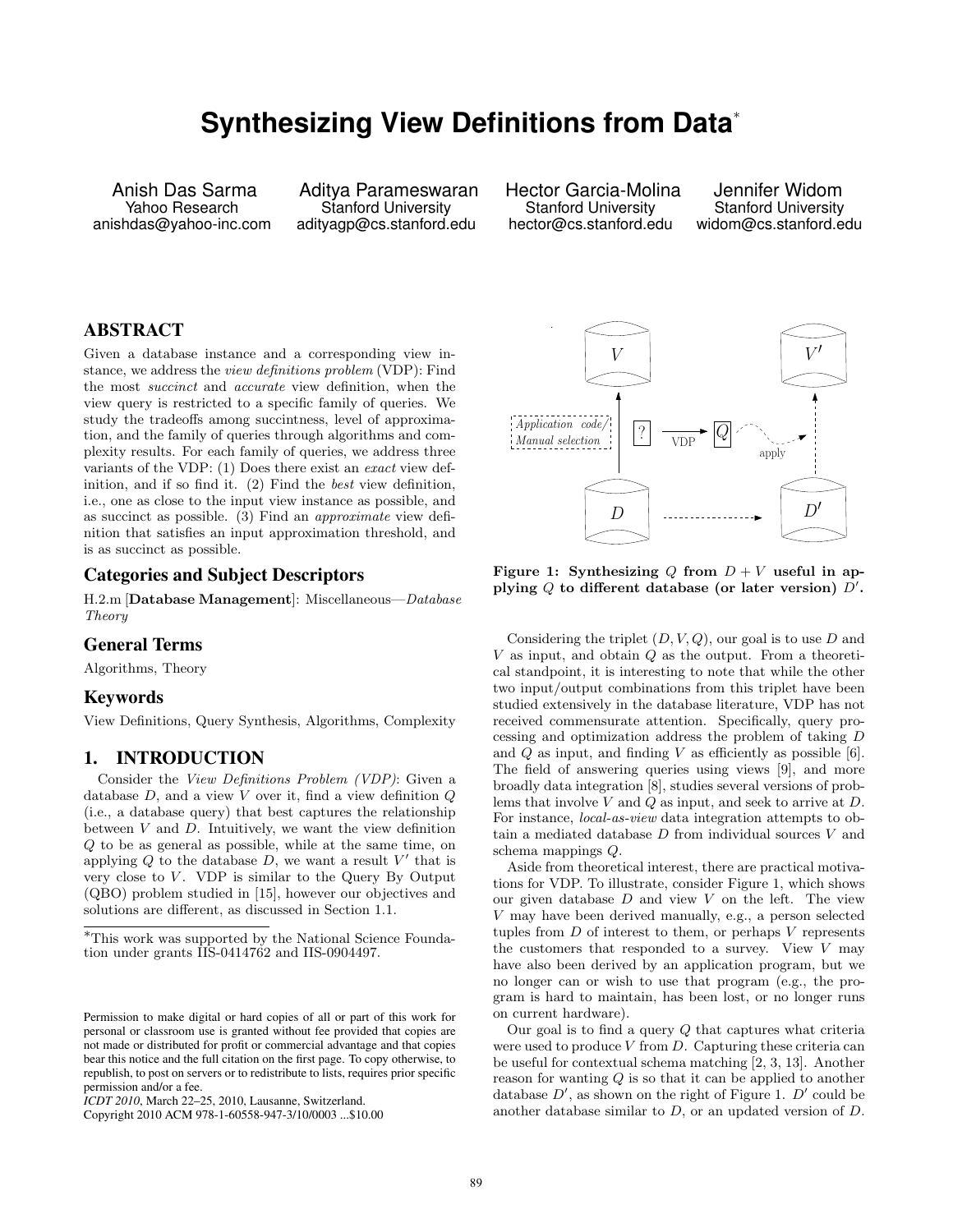# Synthesizing View Definitions from Data*

Anish Das Sarma
Yahoo Research
anishdas@yahoo-inc.com

Aditya Parameswaran
Stanford University
adityagp@cs.stanford.edu

Hector Garcia-Molina
Stanford University
hector@cs.stanford.edu

Jennifer Widom
Stanford University
widom@cs.stanford.edu

## ABSTRACT

Given a database instance and a corresponding view instance, we address the *view definitions problem* (VDP): Find the most *succinct* and *accurate* view definition, when the view query is restricted to a specific family of queries. We study the tradeoffs among succinctness, level of approximation, and the family of queries through algorithms and complexity results. For each family of queries, we address three variants of the VDP: (1) Does there exist an *exact* view definition, and if so find it. (2) Find the *best* view definition, i.e., one as close to the input view instance as possible, and as succinct as possible. (3) Find an *approximate* view definition that satisfies an input approximation threshold, and is as succinct as possible.

## Categories and Subject Descriptors

H.2.m [**Database Management**]: Miscellaneous—*Database Theory*

## General Terms

Algorithms, Theory

## Keywords

View Definitions, Query Synthesis, Algorithms, Complexity

## 1. INTRODUCTION

Consider the *View Definitions Problem (VDP)*: Given a database $D$, and a view $V$ over it, find a view definition $Q$ (i.e., a database query) that best captures the relationship between $V$ and $D$. Intuitively, we want the view definition $Q$ to be as general as possible, while at the same time, on applying $Q$ to the database $D$, we want a result $V'$ that is very close to $V$. VDP is similar to the Query By Output (QBO) problem studied in [15], however our objectives and solutions are different, as discussed in Section 1.1.

*This work was supported by the National Science Foundation under grants IIS-0414762 and IIS-0904497.

Permission to make digital or hard copies of all or part of this work for personal or classroom use is granted without fee provided that copies are not made or distributed for profit or commercial advantage and that copies bear this notice and the full citation on the first page. To copy otherwise, to republish, to post on servers or to redistribute to lists, requires prior specific permission and/or a fee.
*ICDT 2010*, March 22–25, 2010, Lausanne, Switzerland.
Copyright 2010 ACM 978-1-60558-947-3/10/0003 ...$10.00

**Figure 1: Synthesizing $Q$ from $D + V$ useful in applying $Q$ to different database (or later version) $D'$.**

Considering the triplet $(D, V, Q)$, our goal is to use $D$ and $V$ as input, and obtain $Q$ as the output. From a theoretical standpoint, it is interesting to note that while the other two input/output combinations from this triplet have been studied extensively in the database literature, VDP has not received commensurate attention. Specifically, query processing and optimization address the problem of taking $D$ and $Q$ as input, and finding $V$ as efficiently as possible [6]. The field of answering queries using views [9], and more broadly data integration [8], studies several versions of problems that involve $V$ and $Q$ as input, and seek to arrive at $D$. For instance, *local-as-view* data integration attempts to obtain a mediated database $D$ from individual sources $V$ and schema mappings $Q$.

Aside from theoretical interest, there are practical motivations for VDP. To illustrate, consider Figure 1, which shows our given database $D$ and view $V$ on the left. The view $V$ may have been derived manually, e.g., a person selected tuples from $D$ of interest to them, or perhaps $V$ represents the customers that responded to a survey. View $V$ may have also been derived by an application program, but we no longer can or wish to use that program (e.g., the program is hard to maintain, has been lost, or no longer runs on current hardware).

Our goal is to find a query $Q$ that captures what criteria were used to produce $V$ from $D$. Capturing these criteria can be useful for contextual schema matching [2, 3, 13]. Another reason for wanting $Q$ is so that it can be applied to another database $D'$, as shown on the right of Figure 1. $D'$ could be another database similar to $D$, or an updated version of $D$.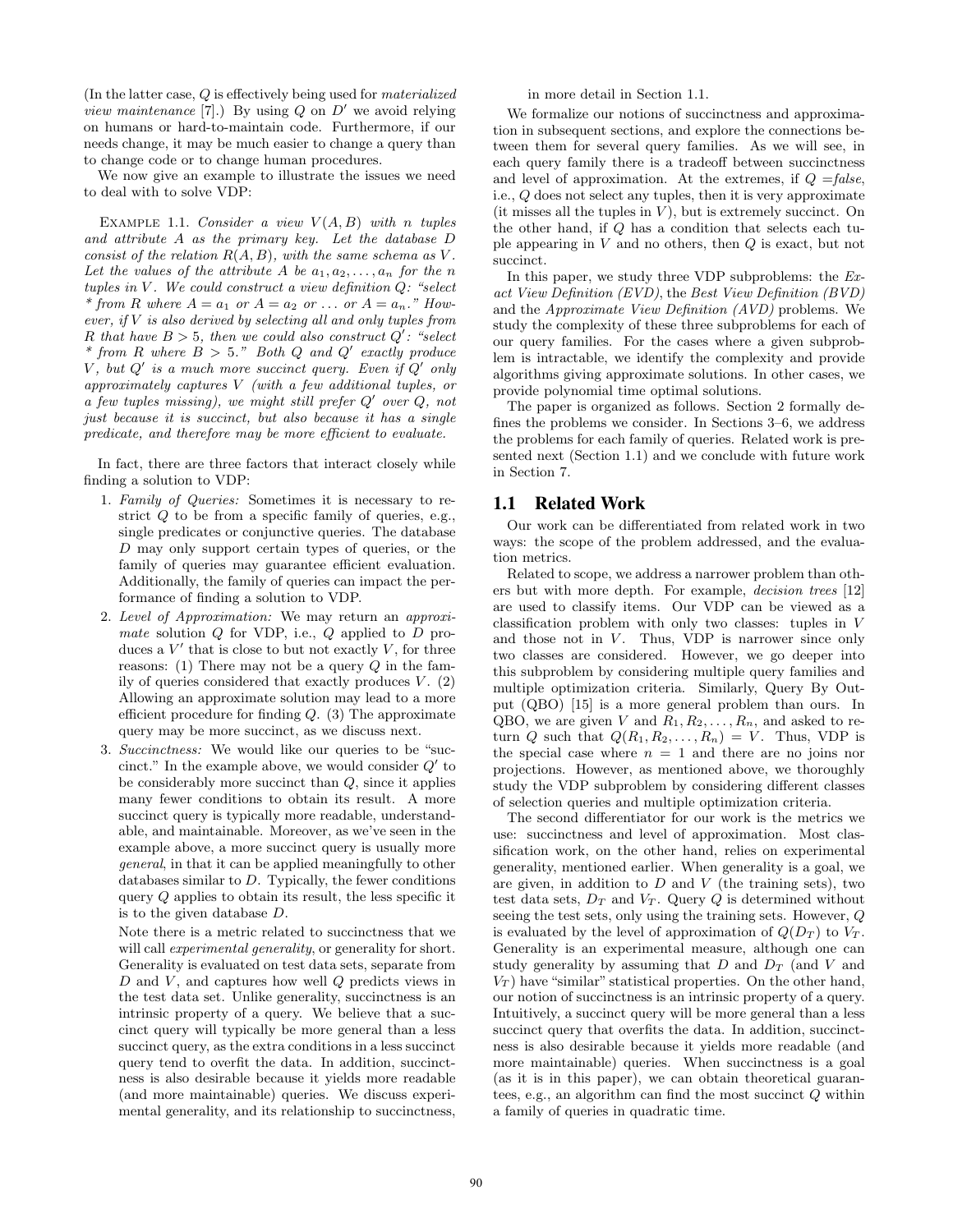(In the latter case, $Q$ is effectively being used for *materialized view maintenance* [7].) By using $Q$ on $D'$ we avoid relying on humans or hard-to-maintain code. Furthermore, if our needs change, it may be much easier to change a query than to change code or to change human procedures.

We now give an example to illustrate the issues we need to deal with to solve VDP:

Example 1.1. *Consider a view $V(A, B)$ with $n$ tuples and attribute $A$ as the primary key. Let the database $D$ consist of the relation $R(A, B)$, with the same schema as $V$. Let the values of the attribute $A$ be $a_1, a_2, \ldots, a_n$ for the $n$ tuples in $V$. We could construct a view definition $Q$: "select * from $R$ where $A = a_1$ or $A = a_2$ or ... or $A = a_n$." However, if $V$ is also derived by selecting all and only tuples from $R$ that have $B > 5$, then we could also construct $Q'$: "select * from $R$ where $B > 5$." Both $Q$ and $Q'$ exactly produce $V$, but $Q'$ is a much more succinct query. Even if $Q'$ only approximately captures $V$ (with a few additional tuples, or a few tuples missing), we might still prefer $Q'$ over $Q$, not just because it is succinct, but also because it has a single predicate, and therefore may be more efficient to evaluate.*

In fact, there are three factors that interact closely while finding a solution to VDP:

1. *Family of Queries:* Sometimes it is necessary to restrict $Q$ to be from a specific family of queries, e.g., single predicates or conjunctive queries. The database $D$ may only support certain types of queries, or the family of queries may guarantee efficient evaluation. Additionally, the family of queries can impact the performance of finding a solution to VDP.
2. *Level of Approximation:* We may return an *approximate* solution $Q$ for VDP, i.e., $Q$ applied to $D$ produces a $V'$ that is close to but not exactly $V$, for three reasons: (1) There may not be a query $Q$ in the family of queries considered that exactly produces $V$. (2) Allowing an approximate solution may lead to a more efficient procedure for finding $Q$. (3) The approximate query may be more succinct, as we discuss next.
3. *Succinctness:* We would like our queries to be "succinct." In the example above, we would consider $Q'$ to be considerably more succinct than $Q$, since it applies many fewer conditions to obtain its result. A more succinct query is typically more readable, understandable, and maintainable. Moreover, as we've seen in the example above, a more succinct query is usually more *general*, in that it can be applied meaningfully to other databases similar to $D$. Typically, the fewer conditions query $Q$ applies to obtain its result, the less specific it is to the given database $D$.

   Note there is a metric related to succinctness that we will call *experimental generality*, or generality for short. Generality is evaluated on test data sets, separate from $D$ and $V$, and captures how well $Q$ predicts views in the test data set. Unlike generality, succinctness is an intrinsic property of a query. We believe that a succinct query will typically be more general than a less succinct query, as the extra conditions in a less succinct query tend to overfit the data. In addition, succinctness is also desirable because it yields more readable (and more maintainable) queries. We discuss experimental generality, and its relationship to succinctness, in more detail in Section 1.1.

We formalize our notions of succinctness and approximation in subsequent sections, and explore the connections between them for several query families. As we will see, in each query family there is a tradeoff between succinctness and level of approximation. At the extremes, if $Q$ =*false*, i.e., $Q$ does not select any tuples, then it is very approximate (it misses all the tuples in $V$), but is extremely succinct. On the other hand, if $Q$ has a condition that selects each tuple appearing in $V$ and no others, then $Q$ is exact, but not succinct.

In this paper, we study three VDP subproblems: the *Exact View Definition (EVD)*, the *Best View Definition (BVD)* and the *Approximate View Definition (AVD)* problems. We study the complexity of these three subproblems for each of our query families. For the cases where a given subproblem is intractable, we identify the complexity and provide algorithms giving approximate solutions. In other cases, we provide polynomial time optimal solutions.

The paper is organized as follows. Section 2 formally defines the problems we consider. In Sections 3–6, we address the problems for each family of queries. Related work is presented next (Section 1.1) and we conclude with future work in Section 7.

## 1.1 Related Work

Our work can be differentiated from related work in two ways: the scope of the problem addressed, and the evaluation metrics.

Related to scope, we address a narrower problem than others but with more depth. For example, *decision trees* [12] are used to classify items. Our VDP can be viewed as a classification problem with only two classes: tuples in $V$ and those not in $V$. Thus, VDP is narrower since only two classes are considered. However, we go deeper into this subproblem by considering multiple query families and multiple optimization criteria. Similarly, Query By Output (QBO) [15] is a more general problem than ours. In QBO, we are given $V$ and $R_1, R_2, \ldots, R_n$, and asked to return $Q$ such that $Q(R_1, R_2, \ldots, R_n) = V$. Thus, VDP is the special case where $n = 1$ and there are no joins nor projections. However, as mentioned above, we thoroughly study the VDP subproblem by considering different classes of selection queries and multiple optimization criteria.

The second differentiator for our work is the metrics we use: succinctness and level of approximation. Most classification work, on the other hand, relies on experimental generality, mentioned earlier. When generality is a goal, we are given, in addition to $D$ and $V$ (the training sets), two test data sets, $D_T$ and $V_T$. Query $Q$ is determined without seeing the test sets, only using the training sets. However, $Q$ is evaluated by the level of approximation of $Q(D_T)$ to $V_T$. Generality is an experimental measure, although one can study generality by assuming that $D$ and $D_T$ (and $V$ and $V_T$) have "similar" statistical properties. On the other hand, our notion of succinctness is an intrinsic property of a query. Intuitively, a succinct query will be more general than a less succinct query that overfits the data. In addition, succinctness is also desirable because it yields more readable (and more maintainable) queries. When succinctness is a goal (as it is in this paper), we can obtain theoretical guarantees, e.g., an algorithm can find the most succinct $Q$ within a family of queries in quadratic time.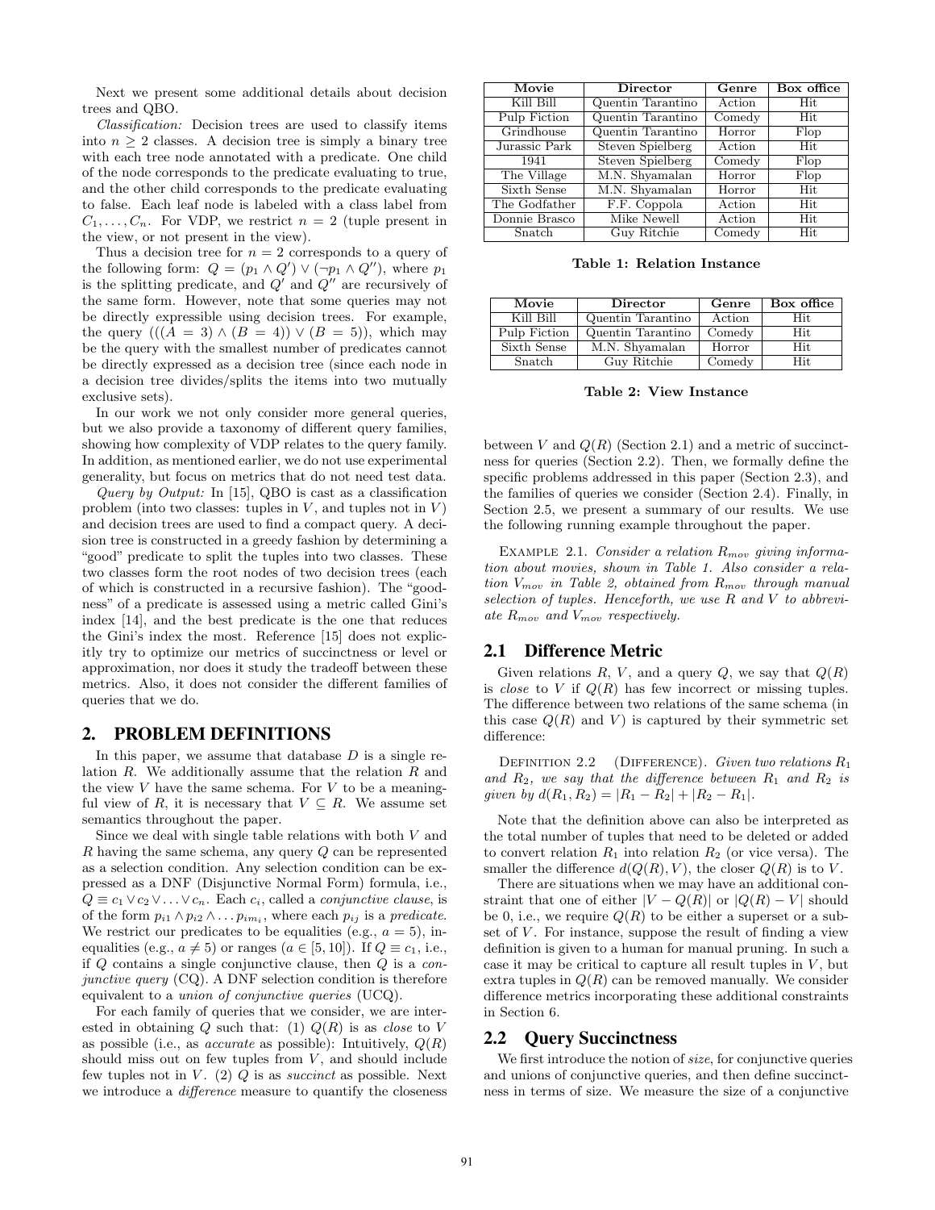Next we present some additional details about decision trees and QBO.

*Classification:* Decision trees are used to classify items into $n \geq 2$ classes. A decision tree is simply a binary tree with each tree node annotated with a predicate. One child of the node corresponds to the predicate evaluating to true, and the other child corresponds to the predicate evaluating to false. Each leaf node is labeled with a class label from $C_1, \ldots, C_n$. For VDP, we restrict $n = 2$ (tuple present in the view, or not present in the view).

Thus a decision tree for $n = 2$ corresponds to a query of the following form: $Q = (p_1 \wedge Q') \vee (\neg p_1 \wedge Q'')$, where $p_1$ is the splitting predicate, and $Q'$ and $Q''$ are recursively of the same form. However, note that some queries may not be directly expressible using decision trees. For example, the query $(((A = 3) \wedge (B = 4)) \vee (B = 5))$, which may be the query with the smallest number of predicates cannot be directly expressed as a decision tree (since each node in a decision tree divides/splits the items into two mutually exclusive sets).

In our work we not only consider more general queries, but we also provide a taxonomy of different query families, showing how complexity of VDP relates to the query family. In addition, as mentioned earlier, we do not use experimental generality, but focus on metrics that do not need test data.

*Query by Output:* In [15], QBO is cast as a classification problem (into two classes: tuples in $V$, and tuples not in $V$) and decision trees are used to find a compact query. A decision tree is constructed in a greedy fashion by determining a "good" predicate to split the tuples into two classes. These two classes form the root nodes of two decision trees (each of which is constructed in a recursive fashion). The "goodness" of a predicate is assessed using a metric called Gini's index [14], and the best predicate is the one that reduces the Gini's index the most. Reference [15] does not explicitly try to optimize our metrics of succinctness or level or approximation, nor does it study the tradeoff between these metrics. Also, it does not consider the different families of queries that we do.

## 2. PROBLEM DEFINITIONS

In this paper, we assume that database $D$ is a single relation $R$. We additionally assume that the relation $R$ and the view $V$ have the same schema. For $V$ to be a meaningful view of $R$, it is necessary that $V \subseteq R$. We assume set semantics throughout the paper.

Since we deal with single table relations with both $V$ and $R$ having the same schema, any query $Q$ can be represented as a selection condition. Any selection condition can be expressed as a DNF (Disjunctive Normal Form) formula, i.e., $Q \equiv c_1 \vee c_2 \vee \ldots \vee c_n$. Each $c_i$, called a *conjunctive clause*, is of the form $p_{i1} \wedge p_{i2} \wedge \ldots p_{im_i}$, where each $p_{ij}$ is a *predicate*. We restrict our predicates to be equalities (e.g., $a = 5$), inequalities (e.g., $a \neq 5$) or ranges ($a \in [5, 10]$). If $Q \equiv c_1$, i.e., if $Q$ contains a single conjunctive clause, then $Q$ is a *conjunctive query* (CQ). A DNF selection condition is therefore equivalent to a *union of conjunctive queries* (UCQ).

For each family of queries that we consider, we are interested in obtaining $Q$ such that: (1) $Q(R)$ is as *close* to $V$ as possible (i.e., as *accurate* as possible): Intuitively, $Q(R)$ should miss out on few tuples from $V$, and should include few tuples not in $V$. (2) $Q$ is as *succinct* as possible. Next we introduce a *difference* measure to quantify the closeness between $V$ and $Q(R)$ (Section 2.1) and a metric of succinctness for queries (Section 2.2). Then, we formally define the specific problems addressed in this paper (Section 2.3), and the families of queries we consider (Section 2.4). Finally, in Section 2.5, we present a summary of our results. We use the following running example throughout the paper.

| Movie | Director | Genre | Box office |
|---|---|---|---|
| Kill Bill | Quentin Tarantino | Action | Hit |
| Pulp Fiction | Quentin Tarantino | Comedy | Hit |
| Grindhouse | Quentin Tarantino | Horror | Flop |
| Jurassic Park | Steven Spielberg | Action | Hit |
| 1941 | Steven Spielberg | Comedy | Flop |
| The Village | M.N. Shyamalan | Horror | Flop |
| Sixth Sense | M.N. Shyamalan | Horror | Hit |
| The Godfather | F.F. Coppola | Action | Hit |
| Donnie Brasco | Mike Newell | Action | Hit |
| Snatch | Guy Ritchie | Comedy | Hit |

**Table 1: Relation Instance**

| Movie | Director | Genre | Box office |
|---|---|---|---|
| Kill Bill | Quentin Tarantino | Action | Hit |
| Pulp Fiction | Quentin Tarantino | Comedy | Hit |
| Sixth Sense | M.N. Shyamalan | Horror | Hit |
| Snatch | Guy Ritchie | Comedy | Hit |

**Table 2: View Instance**

Example 2.1. *Consider a relation $R_{mov}$ giving information about movies, shown in Table 1. Also consider a relation $V_{mov}$ in Table 2, obtained from $R_{mov}$ through manual selection of tuples. Henceforth, we use $R$ and $V$ to abbreviate $R_{mov}$ and $V_{mov}$ respectively.*

### 2.1 Difference Metric

Given relations $R$, $V$, and a query $Q$, we say that $Q(R)$ is *close* to $V$ if $Q(R)$ has few incorrect or missing tuples. The difference between two relations of the same schema (in this case $Q(R)$ and $V$) is captured by their symmetric set difference:

Definition 2.2 (Difference). *Given two relations $R_1$ and $R_2$, we say that the difference between $R_1$ and $R_2$ is given by $d(R_1, R_2) = |R_1 - R_2| + |R_2 - R_1|$.*

Note that the definition above can also be interpreted as the total number of tuples that need to be deleted or added to convert relation $R_1$ into relation $R_2$ (or vice versa). The smaller the difference $d(Q(R), V)$, the closer $Q(R)$ is to $V$.

There are situations when we may have an additional constraint that one of either $|V - Q(R)|$ or $|Q(R) - V|$ should be 0, i.e., we require $Q(R)$ to be either a superset or a subset of $V$. For instance, suppose the result of finding a view definition is given to a human for manual pruning. In such a case it may be critical to capture all result tuples in $V$, but extra tuples in $Q(R)$ can be removed manually. We consider difference metrics incorporating these additional constraints in Section 6.

### 2.2 Query Succinctness

We first introduce the notion of *size*, for conjunctive queries and unions of conjunctive queries, and then define succinctness in terms of size. We measure the size of a conjunctive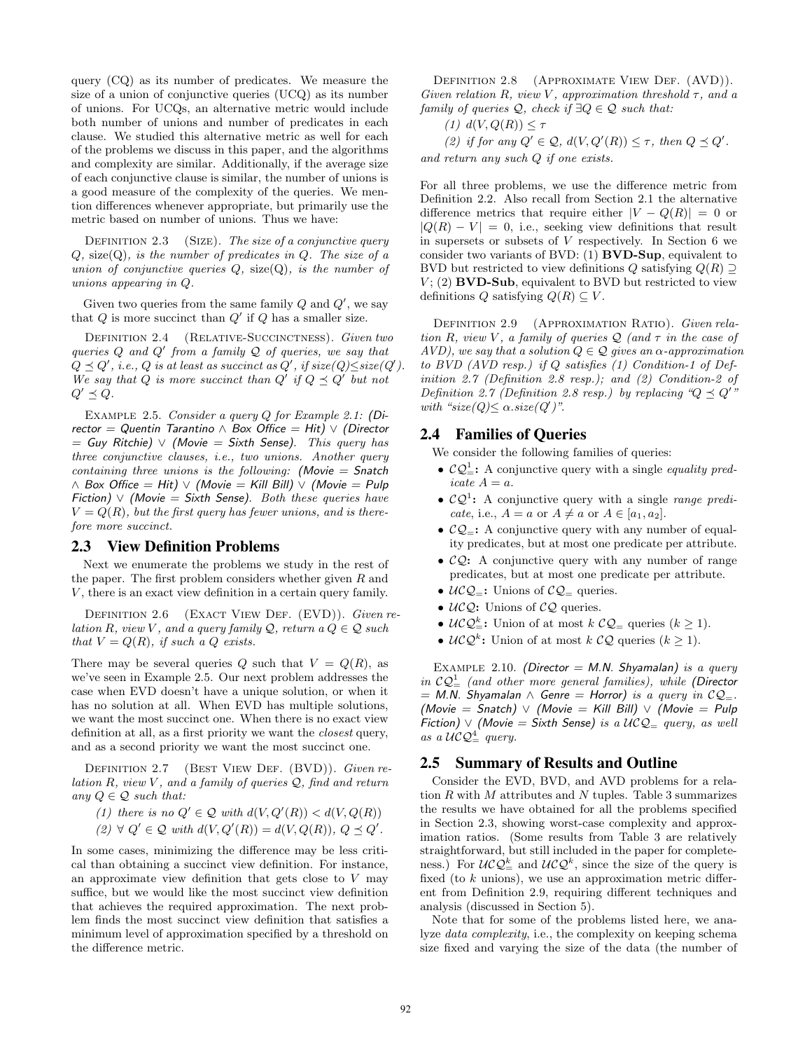query (CQ) as its number of predicates. We measure the size of a union of conjunctive queries (UCQ) as its number of unions. For UCQs, an alternative metric would include both number of unions and number of predicates in each clause. We studied this alternative metric as well for each of the problems we discuss in this paper, and the algorithms and complexity are similar. Additionally, if the average size of each conjunctive clause is similar, the number of unions is a good measure of the complexity of the queries. We mention differences whenever appropriate, but primarily use the metric based on number of unions. Thus we have:

Definition 2.3 (Size). *The size of a conjunctive query $Q$, size(Q), is the number of predicates in $Q$. The size of a union of conjunctive queries $Q$, size(Q), is the number of unions appearing in $Q$.*

Given two queries from the same family $Q$ and $Q'$, we say that $Q$ is more succinct than $Q'$ if $Q$ has a smaller size.

Definition 2.4 (Relative-Succinctness). *Given two queries $Q$ and $Q'$ from a family $\mathcal{Q}$ of queries, we say that $Q \preceq Q'$, i.e., $Q$ is at least as succinct as $Q'$, if size(Q)$\leq$size(Q'). We say that $Q$ is more succinct than $Q'$ if $Q \preceq Q'$ but not $Q' \preceq Q$.*

Example 2.5. *Consider a query $Q$ for Example 2.1: (Director = Quentin Tarantino ∧ Box Office = Hit) ∨ (Director = Guy Ritchie) ∨ (Movie = Sixth Sense). This query has three conjunctive clauses, i.e., two unions. Another query containing three unions is the following: (Movie = Snatch ∧ Box Office = Hit) ∨ (Movie = Kill Bill) ∨ (Movie = Pulp Fiction) ∨ (Movie = Sixth Sense). Both these queries have $V = Q(R)$, but the first query has fewer unions, and is therefore more succinct.*

## 2.3 View Definition Problems

Next we enumerate the problems we study in the rest of the paper. The first problem considers whether given $R$ and $V$, there is an exact view definition in a certain query family.

Definition 2.6 (Exact View Def. (EVD)). *Given relation $R$, view $V$, and a query family $\mathcal{Q}$, return a $Q \in \mathcal{Q}$ such that $V = Q(R)$, if such a $Q$ exists.*

There may be several queries $Q$ such that $V = Q(R)$, as we've seen in Example 2.5. Our next problem addresses the case when EVD doesn't have a unique solution, or when it has no solution at all. When EVD has multiple solutions, we want the most succinct one. When there is no exact view definition at all, as a first priority we want the *closest* query, and as a second priority we want the most succinct one.

Definition 2.7 (Best View Def. (BVD)). *Given relation $R$, view $V$, and a family of queries $\mathcal{Q}$, find and return any $Q \in \mathcal{Q}$ such that:*

*(1) there is no $Q' \in \mathcal{Q}$ with $d(V, Q'(R)) < d(V, Q(R))$*

*(2) $\forall\ Q' \in \mathcal{Q}$ with $d(V, Q'(R)) = d(V, Q(R))$, $Q \preceq Q'$.*

In some cases, minimizing the difference may be less critical than obtaining a succinct view definition. For instance, an approximate view definition that gets close to $V$ may suffice, but we would like the most succinct view definition that achieves the required approximation. The next problem finds the most succinct view definition that satisfies a minimum level of approximation specified by a threshold on the difference metric.

Definition 2.8 (Approximate View Def. (AVD)). *Given relation $R$, view $V$, approximation threshold $\tau$, and a family of queries $\mathcal{Q}$, check if $\exists Q \in \mathcal{Q}$ such that:*

*(1) $d(V, Q(R)) \leq \tau$*

*(2) if for any $Q' \in \mathcal{Q}$, $d(V, Q'(R)) \leq \tau$, then $Q \preceq Q'$.*

*and return any such $Q$ if one exists.*

For all three problems, we use the difference metric from Definition 2.2. Also recall from Section 2.1 the alternative difference metrics that require either $|V - Q(R)| = 0$ or $|Q(R) - V| = 0$, i.e., seeking view definitions that result in supersets or subsets of $V$ respectively. In Section 6 we consider two variants of BVD: (1) **BVD-Sup**, equivalent to BVD but restricted to view definitions $Q$ satisfying $Q(R) \supseteq V$; (2) **BVD-Sub**, equivalent to BVD but restricted to view definitions $Q$ satisfying $Q(R) \subseteq V$.

Definition 2.9 (Approximation Ratio). *Given relation $R$, view $V$, a family of queries $\mathcal{Q}$ (and $\tau$ in the case of AVD), we say that a solution $Q \in \mathcal{Q}$ gives an $\alpha$-approximation to BVD (AVD resp.) if $Q$ satisfies (1) Condition-1 of Definition 2.7 (Definition 2.8 resp.); and (2) Condition-2 of Definition 2.7 (Definition 2.8 resp.) by replacing "$Q \preceq Q'$" with "size(Q)$\leq \alpha$.size(Q')".*

## 2.4 Families of Queries

We consider the following families of queries:

- $\mathcal{CQ}^1_=$**:** A conjunctive query with a single *equality predicate* $A = a$.
- $\mathcal{CQ}^1$**:** A conjunctive query with a single *range predicate*, i.e., $A = a$ or $A \neq a$ or $A \in [a_1, a_2]$.
- $\mathcal{CQ}_=$**:** A conjunctive query with any number of equality predicates, but at most one predicate per attribute.
- $\mathcal{CQ}$**:** A conjunctive query with any number of range predicates, but at most one predicate per attribute.
- $\mathcal{UCQ}_=$**:** Unions of $\mathcal{CQ}_=$ queries.
- $\mathcal{UCQ}$**:** Unions of $\mathcal{CQ}$ queries.
- $\mathcal{UCQ}^k_=$**:** Union of at most $k$ $\mathcal{CQ}_=$ queries ($k \geq 1$).
- $\mathcal{UCQ}^k$**:** Union of at most $k$ $\mathcal{CQ}$ queries ($k \geq 1$).

Example 2.10. *(Director = M.N. Shyamalan) is a query in $\mathcal{CQ}^1_=$ (and other more general families), while (Director = M.N. Shyamalan ∧ Genre = Horror) is a query in $\mathcal{CQ}_=$. (Movie = Snatch) ∨ (Movie = Kill Bill) ∨ (Movie = Pulp Fiction) ∨ (Movie = Sixth Sense) is a $\mathcal{UCQ}_=$ query, as well as a $\mathcal{UCQ}^4_=$ query.*

## 2.5 Summary of Results and Outline

Consider the EVD, BVD, and AVD problems for a relation $R$ with $M$ attributes and $N$ tuples. Table 3 summarizes the results we have obtained for all the problems specified in Section 2.3, showing worst-case complexity and approximation ratios. (Some results from Table 3 are relatively straightforward, but still included in the paper for completeness.) For $\mathcal{UCQ}^k_=$ and $\mathcal{UCQ}^k$, since the size of the query is fixed (to $k$ unions), we use an approximation metric different from Definition 2.9, requiring different techniques and analysis (discussed in Section 5).

Note that for some of the problems listed here, we analyze *data complexity*, i.e., the complexity on keeping schema size fixed and varying the size of the data (the number of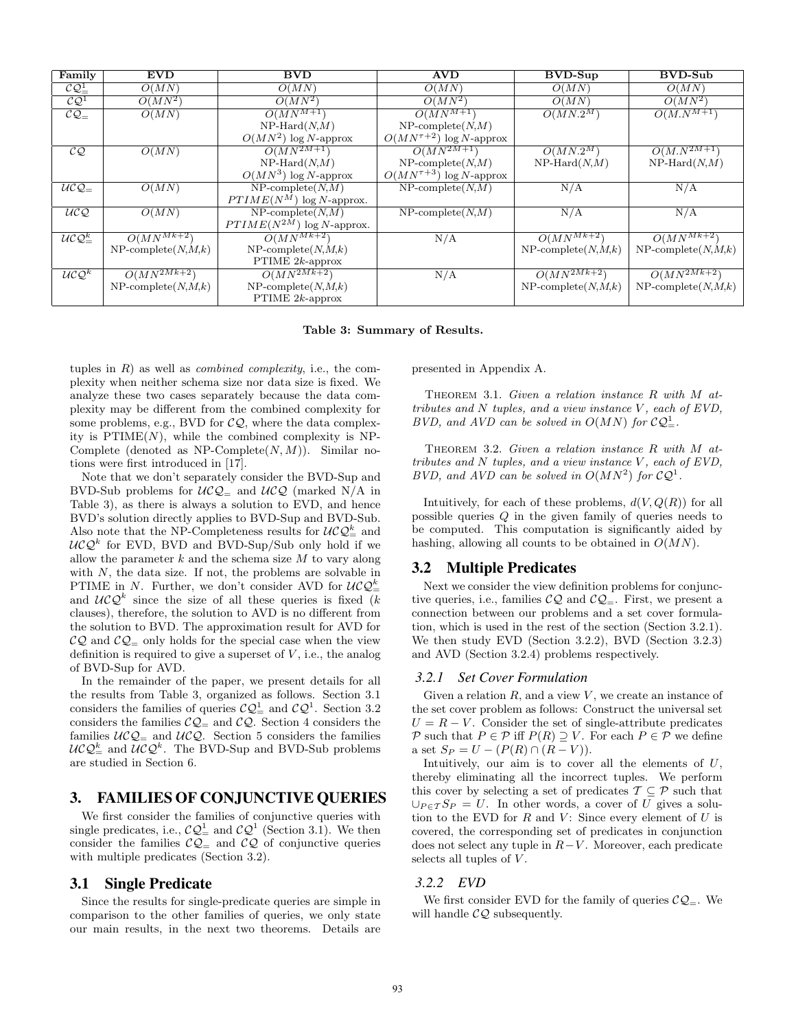| Family | EVD | BVD | AVD | BVD-Sup | BVD-Sub |
|---|---|---|---|---|---|
| $\mathcal{CQ}^1_=$ | $O(MN)$ | $O(MN)$ | $O(MN)$ | $O(MN)$ | $O(MN)$ |
| $\mathcal{CQ}^1$ | $O(MN^2)$ | $O(MN^2)$ | $O(MN^2)$ | $O(MN)$ | $O(MN^2)$ |
| $\mathcal{CQ}_=$ | $O(MN)$ | $O(MN^{M+1})$ NP-Hard($N$,$M$) $O(MN^2)$ $\log N$-approx | $O(MN^{M+1})$ NP-complete($N$,$M$) $O(MN^{\tau+2})$ $\log N$-approx | $O(MN.2^M)$ | $O(M.N^{M+1})$ |
| $\mathcal{CQ}$ | $O(MN)$ | $O(MN^{2M+1})$ NP-Hard($N$,$M$) $O(MN^3)$ $\log N$-approx | $O(MN^{2M+1})$ NP-complete($N$,$M$) $O(MN^{\tau+3})$ $\log N$-approx | $O(MN.2^M)$ NP-Hard($N$,$M$) | $O(M.N^{2M+1})$ NP-Hard($N$,$M$) |
| $\mathcal{UCQ}_=$ | $O(MN)$ | NP-complete($N$,$M$) $PTIME(N^M)$ $\log N$-approx. | NP-complete($N$,$M$) | N/A | N/A |
| $\mathcal{UCQ}$ | $O(MN)$ | NP-complete($N$,$M$) $PTIME(N^{2M})$ $\log N$-approx. | NP-complete($N$,$M$) | N/A | N/A |
| $\mathcal{UCQ}^k_=$ | $O(MN^{Mk+2})$ NP-complete($N$,$M$,$k$) | $O(MN^{Mk+2})$ NP-complete($N$,$M$,$k$) PTIME $2k$-approx | N/A | $O(MN^{Mk+2})$ NP-complete($N$,$M$,$k$) | $O(MN^{Mk+2})$ NP-complete($N$,$M$,$k$) |
| $\mathcal{UCQ}^k$ | $O(MN^{2Mk+2})$ NP-complete($N$,$M$,$k$) | $O(MN^{2Mk+2})$ NP-complete($N$,$M$,$k$) PTIME $2k$-approx | N/A | $O(MN^{2Mk+2})$ NP-complete($N$,$M$,$k$) | $O(MN^{2Mk+2})$ NP-complete($N$,$M$,$k$) |

**Table 3: Summary of Results.**

tuples in $R$) as well as *combined complexity*, i.e., the complexity when neither schema size nor data size is fixed. We analyze these two cases separately because the data complexity may be different from the combined complexity for some problems, e.g., BVD for $\mathcal{CQ}$, where the data complexity is PTIME($N$), while the combined complexity is NP-Complete (denoted as NP-Complete($N$, $M$)). Similar notions were first introduced in [17].

Note that we don't separately consider the BVD-Sup and BVD-Sub problems for $\mathcal{UCQ}_=$ and $\mathcal{UCQ}$ (marked N/A in Table 3), as there is always a solution to EVD, and hence BVD's solution directly applies to BVD-Sup and BVD-Sub. Also note that the NP-Completeness results for $\mathcal{UCQ}^k_=$ and $\mathcal{UCQ}^k$ for EVD, BVD and BVD-Sup/Sub only hold if we allow the parameter $k$ and the schema size $M$ to vary along with $N$, the data size. If not, the problems are solvable in PTIME in $N$. Further, we don't consider AVD for $\mathcal{UCQ}^k_=$ and $\mathcal{UCQ}^k$ since the size of all these queries is fixed ($k$ clauses), therefore, the solution to AVD is no different from the solution to BVD. The approximation result for AVD for $\mathcal{CQ}$ and $\mathcal{CQ}_=$ only holds for the special case when the view definition is required to give a superset of $V$, i.e., the analog of BVD-Sup for AVD.

In the remainder of the paper, we present details for all the results from Table 3, organized as follows. Section 3.1 considers the families of queries $\mathcal{CQ}^1_=$ and $\mathcal{CQ}^1$. Section 3.2 considers the families $\mathcal{CQ}_=$ and $\mathcal{CQ}$. Section 4 considers the families $\mathcal{UCQ}_=$ and $\mathcal{UCQ}$. Section 5 considers the families $\mathcal{UCQ}^k_=$ and $\mathcal{UCQ}^k$. The BVD-Sup and BVD-Sub problems are studied in Section 6.

## 3. FAMILIES OF CONJUNCTIVE QUERIES

We first consider the families of conjunctive queries with single predicates, i.e., $\mathcal{CQ}^1_=$ and $\mathcal{CQ}^1$ (Section 3.1). We then consider the families $\mathcal{CQ}_=$ and $\mathcal{CQ}$ of conjunctive queries with multiple predicates (Section 3.2).

### 3.1 Single Predicate

Since the results for single-predicate queries are simple in comparison to the other families of queries, we only state our main results, in the next two theorems. Details are presented in Appendix A.

THEOREM 3.1. *Given a relation instance $R$ with $M$ attributes and $N$ tuples, and a view instance $V$, each of EVD, BVD, and AVD can be solved in $O(MN)$ for $\mathcal{CQ}^1_=$.*

THEOREM 3.2. *Given a relation instance $R$ with $M$ attributes and $N$ tuples, and a view instance $V$, each of EVD, BVD, and AVD can be solved in $O(MN^2)$ for $\mathcal{CQ}^1$.*

Intuitively, for each of these problems, $d(V, Q(R))$ for all possible queries $Q$ in the given family of queries needs to be computed. This computation is significantly aided by hashing, allowing all counts to be obtained in $O(MN)$.

### 3.2 Multiple Predicates

Next we consider the view definition problems for conjunctive queries, i.e., families $\mathcal{CQ}$ and $\mathcal{CQ}_=$. First, we present a connection between our problems and a set cover formulation, which is used in the rest of the section (Section 3.2.1). We then study EVD (Section 3.2.2), BVD (Section 3.2.3) and AVD (Section 3.2.4) problems respectively.

#### 3.2.1 Set Cover Formulation

Given a relation $R$, and a view $V$, we create an instance of the set cover problem as follows: Construct the universal set $U = R - V$. Consider the set of single-attribute predicates $\mathcal{P}$ such that $P \in \mathcal{P}$ iff $P(R) \supseteq V$. For each $P \in \mathcal{P}$ we define a set $S_P = U - (P(R) \cap (R - V))$.

Intuitively, our aim is to cover all the elements of $U$, thereby eliminating all the incorrect tuples. We perform this cover by selecting a set of predicates $\mathcal{T} \subseteq \mathcal{P}$ such that $\cup_{P \in \mathcal{T}} S_P = U$. In other words, a cover of $U$ gives a solution to the EVD for $R$ and $V$: Since every element of $U$ is covered, the corresponding set of predicates in conjunction does not select any tuple in $R - V$. Moreover, each predicate selects all tuples of $V$.

#### 3.2.2 EVD

We first consider EVD for the family of queries $\mathcal{CQ}_=$. We will handle $\mathcal{CQ}$ subsequently.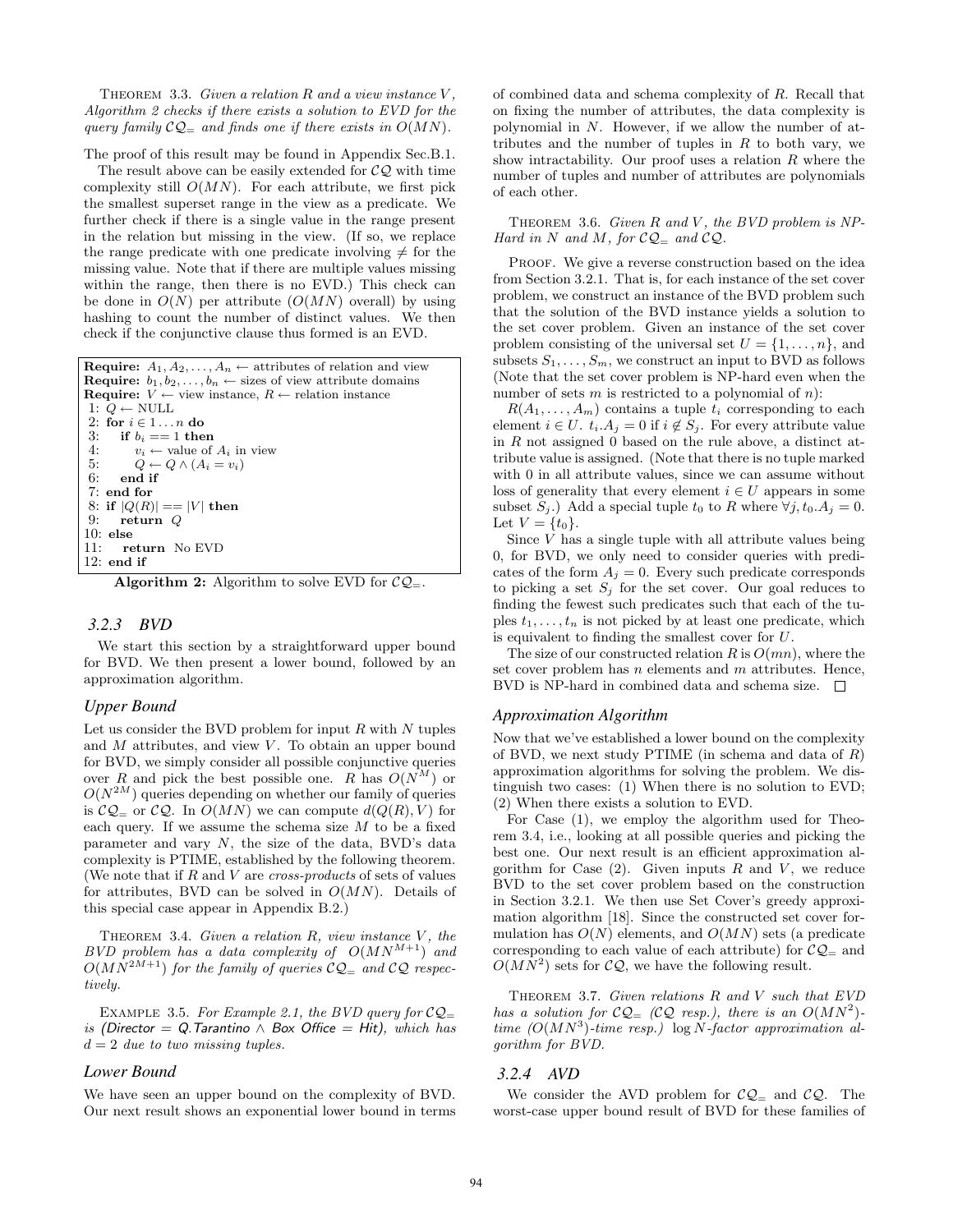THEOREM 3.3. *Given a relation $R$ and a view instance $V$, Algorithm 2 checks if there exists a solution to EVD for the query family $\mathcal{CQ}_=$ and finds one if there exists in $O(MN)$.*

The proof of this result may be found in Appendix Sec.B.1.

The result above can be easily extended for $\mathcal{CQ}$ with time complexity still $O(MN)$. For each attribute, we first pick the smallest superset range in the view as a predicate. We further check if there is a single value in the range present in the relation but missing in the view. (If so, we replace the range predicate with one predicate involving $\neq$ for the missing value. Note that if there are multiple values missing within the range, then there is no EVD.) This check can be done in $O(N)$ per attribute ($O(MN)$ overall) by using hashing to count the number of distinct values. We then check if the conjunctive clause thus formed is an EVD.

```
Require: A_1, A_2, ..., A_n ← attributes of relation and view
Require: b_1, b_2, ..., b_n ← sizes of view attribute domains
Require: V ← view instance, R ← relation instance
 1: Q ← NULL
 2: for i ∈ 1...n do
 3:    if b_i == 1 then
 4:       v_i ← value of A_i in view
 5:       Q ← Q ∧ (A_i = v_i)
 6:    end if
 7: end for
 8: if |Q(R)| == |V| then
 9:    return Q
10: else
11:    return No EVD
12: end if
```

**Algorithm 2:** Algorithm to solve EVD for $\mathcal{CQ}_=$.

### 3.2.3 BVD

We start this section by a straightforward upper bound for BVD. We then present a lower bound, followed by an approximation algorithm.

#### Upper Bound

Let us consider the BVD problem for input $R$ with $N$ tuples and $M$ attributes, and view $V$. To obtain an upper bound for BVD, we simply consider all possible conjunctive queries over $R$ and pick the best possible one. $R$ has $O(N^M)$ or $O(N^{2M})$ queries depending on whether our family of queries is $\mathcal{CQ}_=$ or $\mathcal{CQ}$. In $O(MN)$ we can compute $d(Q(R), V)$ for each query. If we assume the schema size $M$ to be a fixed parameter and vary $N$, the size of the data, BVD's data complexity is PTIME, established by the following theorem. (We note that if $R$ and $V$ are *cross-products* of sets of values for attributes, BVD can be solved in $O(MN)$. Details of this special case appear in Appendix B.2.)

THEOREM 3.4. *Given a relation $R$, view instance $V$, the BVD problem has a data complexity of $O(MN^{M+1})$ and $O(MN^{2M+1})$ for the family of queries $\mathcal{CQ}_=$ and $\mathcal{CQ}$ respectively.*

EXAMPLE 3.5. *For Example 2.1, the BVD query for $\mathcal{CQ}_=$ is (Director = Q.Tarantino ∧ Box Office = Hit), which has $d = 2$ due to two missing tuples.*

#### Lower Bound

We have seen an upper bound on the complexity of BVD. Our next result shows an exponential lower bound in terms of combined data and schema complexity of $R$. Recall that on fixing the number of attributes, the data complexity is polynomial in $N$. However, if we allow the number of attributes and the number of tuples in $R$ to both vary, we show intractability. Our proof uses a relation $R$ where the number of tuples and number of attributes are polynomials of each other.

THEOREM 3.6. *Given $R$ and $V$, the BVD problem is NP-Hard in $N$ and $M$, for $\mathcal{CQ}_=$ and $\mathcal{CQ}$.*

PROOF. We give a reverse construction based on the idea from Section 3.2.1. That is, for each instance of the set cover problem, we construct an instance of the BVD problem such that the solution of the BVD instance yields a solution to the set cover problem. Given an instance of the set cover problem consisting of the universal set $U = \{1, \ldots, n\}$, and subsets $S_1, \ldots, S_m$, we construct an input to BVD as follows (Note that the set cover problem is NP-hard even when the number of sets $m$ is restricted to a polynomial of $n$):

$R(A_1, \ldots, A_m)$ contains a tuple $t_i$ corresponding to each element $i \in U$. $t_i.A_j = 0$ if $i \notin S_j$. For every attribute value in $R$ not assigned 0 based on the rule above, a distinct attribute value is assigned. (Note that there is no tuple marked with 0 in all attribute values, since we can assume without loss of generality that every element $i \in U$ appears in some subset $S_j$.) Add a special tuple $t_0$ to $R$ where $\forall j, t_0.A_j = 0$. Let $V = \{t_0\}$.

Since $V$ has a single tuple with all attribute values being 0, for BVD, we only need to consider queries with predicates of the form $A_j = 0$. Every such predicate corresponds to picking a set $S_j$ for the set cover. Our goal reduces to finding the fewest such predicates such that each of the tuples $t_1, \ldots, t_n$ is not picked by at least one predicate, which is equivalent to finding the smallest cover for $U$.

The size of our constructed relation $R$ is $O(mn)$, where the set cover problem has $n$ elements and $m$ attributes. Hence, BVD is NP-hard in combined data and schema size. □

#### Approximation Algorithm

Now that we've established a lower bound on the complexity of BVD, we next study PTIME (in schema and data of $R$) approximation algorithms for solving the problem. We distinguish two cases: (1) When there is no solution to EVD; (2) When there exists a solution to EVD.

For Case (1), we employ the algorithm used for Theorem 3.4, i.e., looking at all possible queries and picking the best one. Our next result is an efficient approximation algorithm for Case (2). Given inputs $R$ and $V$, we reduce BVD to the set cover problem based on the construction in Section 3.2.1. We then use Set Cover's greedy approximation algorithm [18]. Since the constructed set cover formulation has $O(N)$ elements, and $O(MN)$ sets (a predicate corresponding to each value of each attribute) for $\mathcal{CQ}_=$ and $O(MN^2)$ sets for $\mathcal{CQ}$, we have the following result.

THEOREM 3.7. *Given relations $R$ and $V$ such that EVD has a solution for $\mathcal{CQ}_=$ ($\mathcal{CQ}$ resp.), there is an $O(MN^2)$-time ($O(MN^3)$-time resp.) $\log N$-factor approximation algorithm for BVD.*

### 3.2.4 AVD

We consider the AVD problem for $\mathcal{CQ}_=$ and $\mathcal{CQ}$. The worst-case upper bound result of BVD for these families of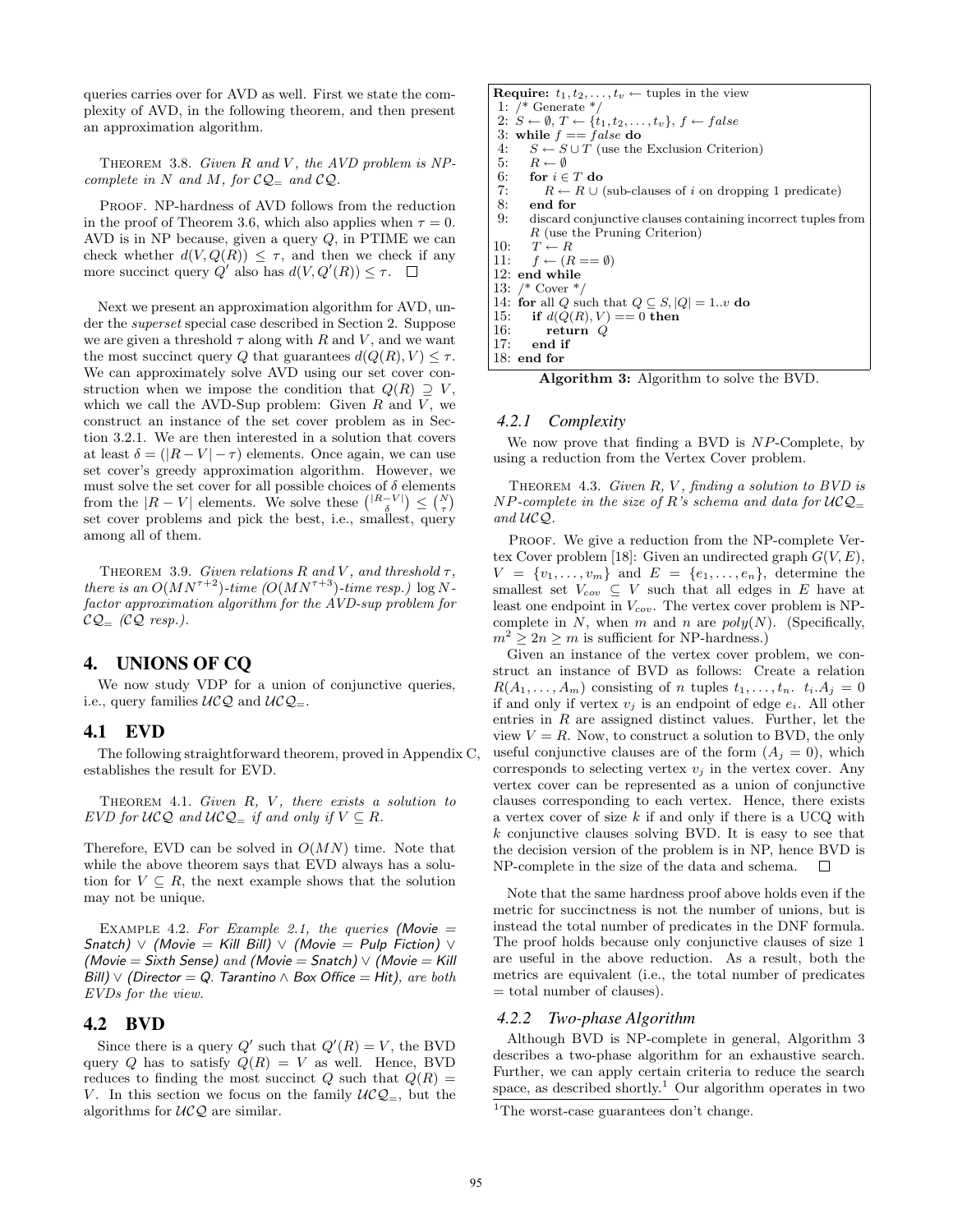queries carries over for AVD as well. First we state the complexity of AVD, in the following theorem, and then present an approximation algorithm.

THEOREM 3.8. *Given $R$ and $V$, the AVD problem is NP-complete in $N$ and $M$, for $\mathcal{CQ}_=$ and $\mathcal{CQ}$.*

PROOF. NP-hardness of AVD follows from the reduction in the proof of Theorem 3.6, which also applies when $\tau = 0$. AVD is in NP because, given a query $Q$, in PTIME we can check whether $d(V, Q(R)) \leq \tau$, and then we check if any more succinct query $Q'$ also has $d(V, Q'(R)) \leq \tau$. □

Next we present an approximation algorithm for AVD, under the *superset* special case described in Section 2. Suppose we are given a threshold $\tau$ along with $R$ and $V$, and we want the most succinct query $Q$ that guarantees $d(Q(R), V) \leq \tau$. We can approximately solve AVD using our set cover construction when we impose the condition that $Q(R) \supseteq V$, which we call the AVD-Sup problem: Given $R$ and $V$, we construct an instance of the set cover problem as in Section 3.2.1. We are then interested in a solution that covers at least $\delta = (|R - V| - \tau)$ elements. Once again, we can use set cover's greedy approximation algorithm. However, we must solve the set cover for all possible choices of $\delta$ elements from the $|R - V|$ elements. We solve these $\binom{|R-V|}{\delta} \leq \binom{N}{\tau}$ set cover problems and pick the best, i.e., smallest, query among all of them.

THEOREM 3.9. *Given relations $R$ and $V$, and threshold $\tau$, there is an $O(MN^{\tau+2})$-time ($O(MN^{\tau+3})$-time resp.) $\log N$-factor approximation algorithm for the AVD-sup problem for $\mathcal{CQ}_=$ ($\mathcal{CQ}$ resp.).*

## 4. UNIONS OF CQ

We now study VDP for a union of conjunctive queries, i.e., query families $\mathcal{UCQ}$ and $\mathcal{UCQ}_=$.

### 4.1 EVD

The following straightforward theorem, proved in Appendix C, establishes the result for EVD.

THEOREM 4.1. *Given $R$, $V$, there exists a solution to EVD for $\mathcal{UCQ}$ and $\mathcal{UCQ}_=$ if and only if $V \subseteq R$.*

Therefore, EVD can be solved in $O(MN)$ time. Note that while the above theorem says that EVD always has a solution for $V \subseteq R$, the next example shows that the solution may not be unique.

EXAMPLE 4.2. *For Example 2.1, the queries (Movie = Snatch) ∨ (Movie = Kill Bill) ∨ (Movie = Pulp Fiction) ∨ (Movie = Sixth Sense) and (Movie = Snatch) ∨ (Movie = Kill Bill) ∨ (Director = Q. Tarantino ∧ Box Office = Hit), are both EVDs for the view.*

### 4.2 BVD

Since there is a query $Q'$ such that $Q'(R) = V$, the BVD query $Q$ has to satisfy $Q(R) = V$ as well. Hence, BVD reduces to finding the most succinct $Q$ such that $Q(R) = V$. In this section we focus on the family $\mathcal{UCQ}_=$, but the algorithms for $\mathcal{UCQ}$ are similar.

```
Require: t_1, t_2, ..., t_v ← tuples in the view
 1: /* Generate */
 2: S ← ∅, T ← {t_1, t_2, ..., t_v}, f ← false
 3: while f == false do
 4:    S ← S ∪ T (use the Exclusion Criterion)
 5:    R ← ∅
 6:    for i ∈ T do
 7:       R ← R ∪ (sub-clauses of i on dropping 1 predicate)
 8:    end for
 9:    discard conjunctive clauses containing incorrect tuples from
       R (use the Pruning Criterion)
10:    T ← R
11:    f ← (R == ∅)
12: end while
13: /* Cover */
14: for all Q such that Q ⊆ S, |Q| = 1..v do
15:    if d(Q(R), V) == 0 then
16:       return Q
17:    end if
18: end for
```

**Algorithm 3:** Algorithm to solve the BVD.

#### 4.2.1 Complexity

We now prove that finding a BVD is $NP$-Complete, by using a reduction from the Vertex Cover problem.

THEOREM 4.3. *Given $R$, $V$, finding a solution to BVD is $NP$-complete in the size of $R$'s schema and data for $\mathcal{UCQ}_=$ and $\mathcal{UCQ}$.*

PROOF. We give a reduction from the NP-complete Vertex Cover problem [18]: Given an undirected graph $G(V, E)$, $V = \{v_1, \ldots, v_m\}$ and $E = \{e_1, \ldots, e_n\}$, determine the smallest set $V_{cov} \subseteq V$ such that all edges in $E$ have at least one endpoint in $V_{cov}$. The vertex cover problem is NP-complete in $N$, when $m$ and $n$ are $poly(N)$. (Specifically, $m^2 \geq 2n \geq m$ is sufficient for NP-hardness.)

Given an instance of the vertex cover problem, we construct an instance of BVD as follows: Create a relation $R(A_1, \ldots, A_m)$ consisting of $n$ tuples $t_1, \ldots, t_n$. $t_i.A_j = 0$ if and only if vertex $v_j$ is an endpoint of edge $e_i$. All other entries in $R$ are assigned distinct values. Further, let the view $V = R$. Now, to construct a solution to BVD, the only useful conjunctive clauses are of the form $(A_j = 0)$, which corresponds to selecting vertex $v_j$ in the vertex cover. Any vertex cover can be represented as a union of conjunctive clauses corresponding to each vertex. Hence, there exists a vertex cover of size $k$ if and only if there is a UCQ with $k$ conjunctive clauses solving BVD. It is easy to see that the decision version of the problem is in NP, hence BVD is NP-complete in the size of the data and schema. □

Note that the same hardness proof above holds even if the metric for succinctness is not the number of unions, but is instead the total number of predicates in the DNF formula. The proof holds because only conjunctive clauses of size 1 are useful in the above reduction. As a result, both the metrics are equivalent (i.e., the total number of predicates = total number of clauses).

#### 4.2.2 Two-phase Algorithm

Although BVD is NP-complete in general, Algorithm 3 describes a two-phase algorithm for an exhaustive search. Further, we can apply certain criteria to reduce the search space, as described shortly.[1] Our algorithm operates in two

[1]The worst-case guarantees don't change.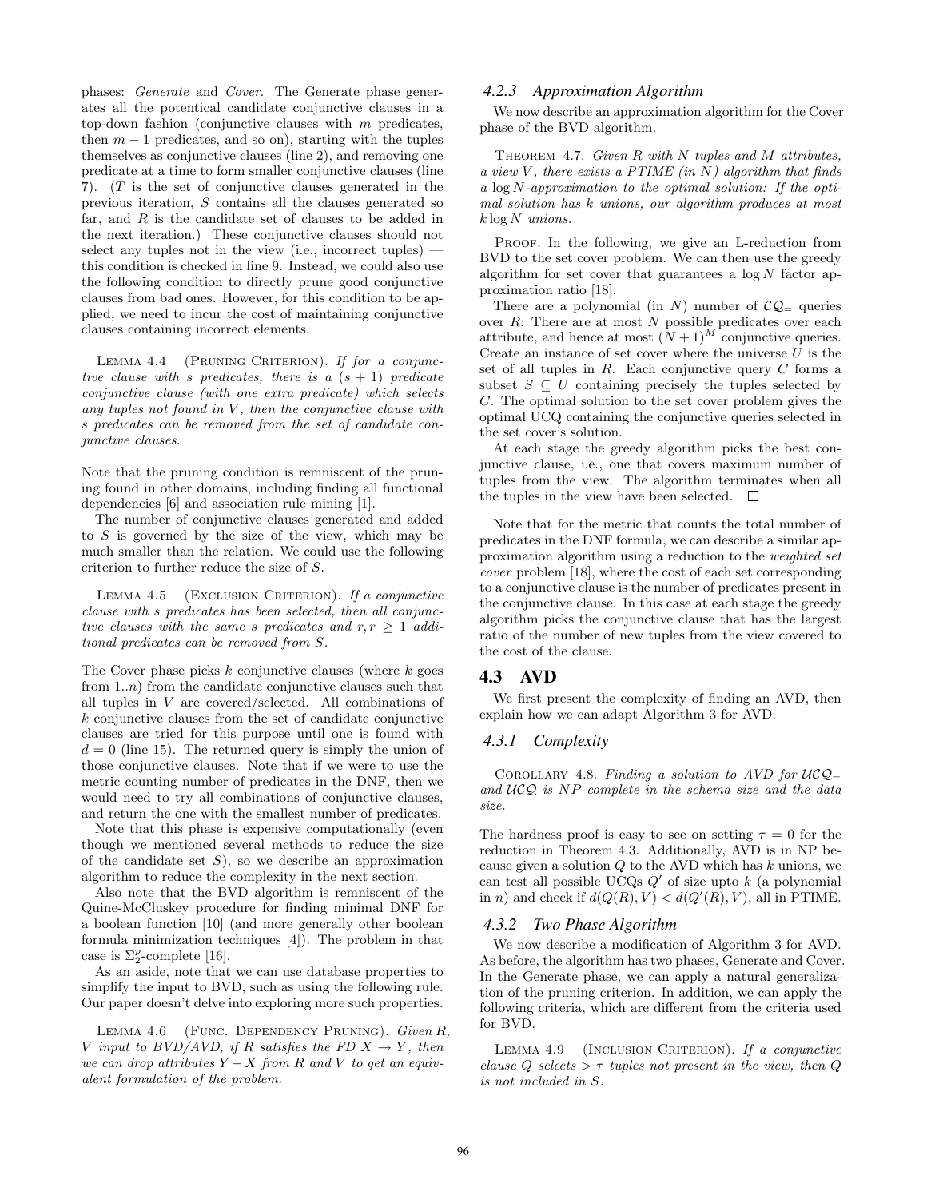phases: *Generate* and *Cover*. The Generate phase generates all the potential candidate conjunctive clauses in a top-down fashion (conjunctive clauses with $m$ predicates, then $m-1$ predicates, and so on), starting with the tuples themselves as conjunctive clauses (line 2), and removing one predicate at a time to form smaller conjunctive clauses (line 7). ($T$ is the set of conjunctive clauses generated in the previous iteration, $S$ contains all the clauses generated so far, and $R$ is the candidate set of clauses to be added in the next iteration.) These conjunctive clauses should not select any tuples not in the view (i.e., incorrect tuples) — this condition is checked in line 9. Instead, we could also use the following condition to directly prune good conjunctive clauses from bad ones. However, for this condition to be applied, we need to incur the cost of maintaining conjunctive clauses containing incorrect elements.

LEMMA 4.4 (PRUNING CRITERION). *If for a conjunctive clause with $s$ predicates, there is a $(s+1)$ predicate conjunctive clause (with one extra predicate) which selects any tuples not found in $V$, then the conjunctive clause with $s$ predicates can be removed from the set of candidate conjunctive clauses.*

Note that the pruning condition is remniscent of the pruning found in other domains, including finding all functional dependencies [6] and association rule mining [1].

The number of conjunctive clauses generated and added to $S$ is governed by the size of the view, which may be much smaller than the relation. We could use the following criterion to further reduce the size of $S$.

LEMMA 4.5 (EXCLUSION CRITERION). *If a conjunctive clause with $s$ predicates has been selected, then all conjunctive clauses with the same $s$ predicates and $r, r \geq 1$ additional predicates can be removed from $S$.*

The Cover phase picks $k$ conjunctive clauses (where $k$ goes from $1..n$) from the candidate conjunctive clauses such that all tuples in $V$ are covered/selected. All combinations of $k$ conjunctive clauses from the set of candidate conjunctive clauses are tried for this purpose until one is found with $d = 0$ (line 15). The returned query is simply the union of those conjunctive clauses. Note that if we were to use the metric counting number of predicates in the DNF, then we would need to try all combinations of conjunctive clauses, and return the one with the smallest number of predicates.

Note that this phase is expensive computationally (even though we mentioned several methods to reduce the size of the candidate set $S$), so we describe an approximation algorithm to reduce the complexity in the next section.

Also note that the BVD algorithm is remniscent of the Quine-McCluskey procedure for finding minimal DNF for a boolean function [10] (and more generally other boolean formula minimization techniques [4]). The problem in that case is $\Sigma_2^p$-complete [16].

As an aside, note that we can use database properties to simplify the input to BVD, such as using the following rule. Our paper doesn't delve into exploring more such properties.

LEMMA 4.6 (FUNC. DEPENDENCY PRUNING). *Given $R$, $V$ input to BVD/AVD, if $R$ satisfies the FD $X \rightarrow Y$, then we can drop attributes $Y - X$ from $R$ and $V$ to get an equivalent formulation of the problem.*

### 4.2.3 Approximation Algorithm

We now describe an approximation algorithm for the Cover phase of the BVD algorithm.

THEOREM 4.7. *Given $R$ with $N$ tuples and $M$ attributes, a view $V$, there exists a PTIME (in $N$) algorithm that finds a $\log N$-approximation to the optimal solution: If the optimal solution has $k$ unions, our algorithm produces at most $k \log N$ unions.*

PROOF. In the following, we give an L-reduction from BVD to the set cover problem. We can then use the greedy algorithm for set cover that guarantees a $\log N$ factor approximation ratio [18].

There are a polynomial (in $N$) number of $\mathcal{CQ}_=$ queries over $R$: There are at most $N$ possible predicates over each attribute, and hence at most $(N+1)^M$ conjunctive queries. Create an instance of set cover where the universe $U$ is the set of all tuples in $R$. Each conjunctive query $C$ forms a subset $S \subseteq U$ containing precisely the tuples selected by $C$. The optimal solution to the set cover problem gives the optimal UCQ containing the conjunctive queries selected in the set cover's solution.

At each stage the greedy algorithm picks the best conjunctive clause, i.e., one that covers maximum number of tuples from the view. The algorithm terminates when all the tuples in the view have been selected. $\square$

Note that for the metric that counts the total number of predicates in the DNF formula, we can describe a similar approximation algorithm using a reduction to the *weighted set cover* problem [18], where the cost of each set corresponding to a conjunctive clause is the number of predicates present in the conjunctive clause. In this case at each stage the greedy algorithm picks the conjunctive clause that has the largest ratio of the number of new tuples from the view covered to the cost of the clause.

## 4.3 AVD

We first present the complexity of finding an AVD, then explain how we can adapt Algorithm 3 for AVD.

### 4.3.1 Complexity

COROLLARY 4.8. *Finding a solution to AVD for $\mathcal{UCQ}_=$ and $\mathcal{UCQ}$ is NP-complete in the schema size and the data size.*

The hardness proof is easy to see on setting $\tau = 0$ for the reduction in Theorem 4.3. Additionally, AVD is in NP because given a solution $Q$ to the AVD which has $k$ unions, we can test all possible UCQs $Q'$ of size upto $k$ (a polynomial in $n$) and check if $d(Q(R), V) < d(Q'(R), V)$, all in PTIME.

### 4.3.2 Two Phase Algorithm

We now describe a modification of Algorithm 3 for AVD. As before, the algorithm has two phases, Generate and Cover. In the Generate phase, we can apply a natural generalization of the pruning criterion. In addition, we can apply the following criteria, which are different from the criteria used for BVD.

LEMMA 4.9 (INCLUSION CRITERION). *If a conjunctive clause $Q$ selects $> \tau$ tuples not present in the view, then $Q$ is not included in $S$.*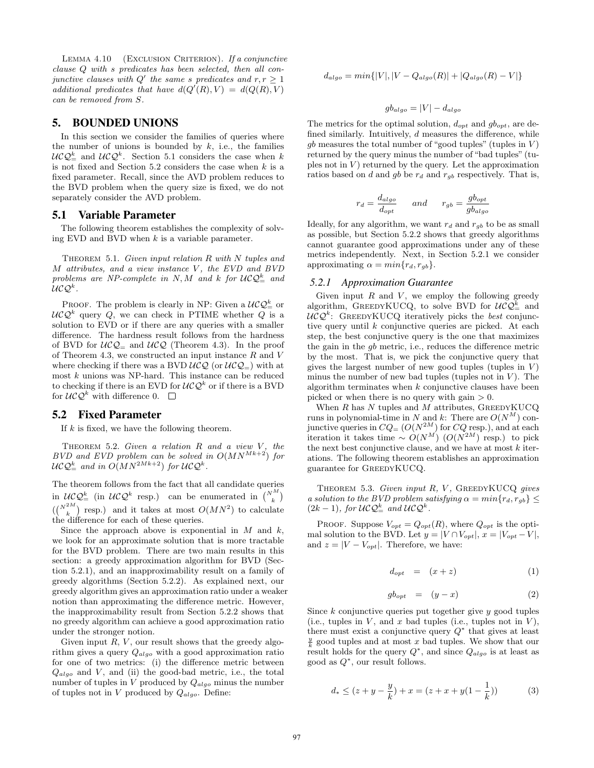LEMMA 4.10 (EXCLUSION CRITERION). *If a conjunctive clause $Q$ with $s$ predicates has been selected, then all conjunctive clauses with $Q'$ the same $s$ predicates and $r, r \geq 1$ additional predicates that have $d(Q'(R), V) = d(Q(R), V)$ can be removed from $S$.*

## 5. BOUNDED UNIONS

In this section we consider the families of queries where the number of unions is bounded by $k$, i.e., the families $\mathcal{UCQ}^k_=$ and $\mathcal{UCQ}^k$. Section 5.1 considers the case when $k$ is not fixed and Section 5.2 considers the case when $k$ is a fixed parameter. Recall, since the AVD problem reduces to the BVD problem when the query size is fixed, we do not separately consider the AVD problem.

### 5.1 Variable Parameter

The following theorem establishes the complexity of solving EVD and BVD when $k$ is a variable parameter.

THEOREM 5.1. *Given input relation $R$ with $N$ tuples and $M$ attributes, and a view instance $V$, the EVD and BVD problems are NP-complete in $N, M$ and $k$ for $\mathcal{UCQ}^k_=$ and $\mathcal{UCQ}^k$.*

PROOF. The problem is clearly in NP: Given a $\mathcal{UCQ}^k_=$ or $\mathcal{UCQ}^k$ query $Q$, we can check in PTIME whether $Q$ is a solution to EVD or if there are any queries with a smaller difference. The hardness result follows from the hardness of BVD for $\mathcal{UCQ}_=$ and $\mathcal{UCQ}$ (Theorem 4.3). In the proof of Theorem 4.3, we constructed an input instance $R$ and $V$ where checking if there was a BVD $\mathcal{UCQ}$ (or $\mathcal{UCQ}_=$) with at most $k$ unions was NP-hard. This instance can be reduced to checking if there is an EVD for $\mathcal{UCQ}^k$ or if there is a BVD for $\mathcal{UCQ}^k$ with difference 0. □

### 5.2 Fixed Parameter

If $k$ is fixed, we have the following theorem.

THEOREM 5.2. *Given a relation $R$ and a view $V$, the BVD and EVD problem can be solved in $O(MN^{Mk+2})$ for $\mathcal{UCQ}^k_=$ and in $O(MN^{2Mk+2})$ for $\mathcal{UCQ}^k$.*

The theorem follows from the fact that all candidate queries in $\mathcal{UCQ}^k_=$ (in $\mathcal{UCQ}^k$ resp.) can be enumerated in $\binom{N^M}{k}$ ($\binom{N^{2M}}{k}$ resp.) and it takes at most $O(MN^2)$ to calculate the difference for each of these queries.

Since the approach above is exponential in $M$ and $k$, we look for an approximate solution that is more tractable for the BVD problem. There are two main results in this section: a greedy approximation algorithm for BVD (Section 5.2.1), and an inapproximability result on a family of greedy algorithms (Section 5.2.2). As explained next, our greedy algorithm gives an approximation ratio under a weaker notion than approximating the difference metric. However, the inapproximability result from Section 5.2.2 shows that no greedy algorithm can achieve a good approximation ratio under the stronger notion.

Given input $R$, $V$, our result shows that the greedy algorithm gives a query $Q_{algo}$ with a good approximation ratio for one of two metrics: (i) the difference metric between $Q_{algo}$ and $V$, and (ii) the good-bad metric, i.e., the total number of tuples in $V$ produced by $Q_{algo}$ minus the number of tuples not in $V$ produced by $Q_{algo}$. Define:

$$d_{algo} = min\{|V|, |V - Q_{algo}(R)| + |Q_{algo}(R) - V|\}$$

$$gb_{algo} = |V| - d_{algo}$$

The metrics for the optimal solution, $d_{opt}$ and $gb_{opt}$, are defined similarly. Intuitively, $d$ measures the difference, while $gb$ measures the total number of "good tuples" (tuples in $V$) returned by the query minus the number of "bad tuples" (tuples not in $V$) returned by the query. Let the approximation ratios based on $d$ and $gb$ be $r_d$ and $r_{gb}$ respectively. That is,

$$r_d = \frac{d_{algo}}{d_{opt}} \qquad and \qquad r_{gb} = \frac{gb_{opt}}{gb_{algo}}$$

Ideally, for any algorithm, we want $r_d$ and $r_{gb}$ to be as small as possible, but Section 5.2.2 shows that greedy algorithms cannot guarantee good approximations under any of these metrics independently. Next, in Section 5.2.1 we consider approximating $\alpha = min\{r_d, r_{gb}\}$.

#### 5.2.1 Approximation Guarantee

Given input $R$ and $V$, we employ the following greedy algorithm, GREEDYKUCQ, to solve BVD for $\mathcal{UCQ}^k_=$ and $\mathcal{UCQ}^k$: GREEDYKUCQ iteratively picks the *best* conjunctive query until $k$ conjunctive queries are picked. At each step, the best conjunctive query is the one that maximizes the gain in the $gb$ metric, i.e., reduces the difference metric by the most. That is, we pick the conjunctive query that gives the largest number of new good tuples (tuples in $V$) minus the number of new bad tuples (tuples not in $V$). The algorithm terminates when $k$ conjunctive clauses have been picked or when there is no query with gain $> 0$.

When $R$ has $N$ tuples and $M$ attributes, GREEDYKUCQ runs in polynomial-time in $N$ and $k$: There are $O(N^M)$ conjunctive queries in $CQ_=$ ($O(N^{2M})$ for $CQ$ resp.), and at each iteration it takes time $\sim O(N^M)$ ($O(N^{2M})$ resp.) to pick the next best conjunctive clause, and we have at most $k$ iterations. The following theorem establishes an approximation guarantee for GREEDYKUCQ.

THEOREM 5.3. *Given input $R$, $V$, GREEDYKUCQ gives a solution to the BVD problem satisfying $\alpha = min\{r_d, r_{gb}\} \leq (2k-1)$, for $\mathcal{UCQ}^k_=$ and $\mathcal{UCQ}^k$.*

PROOF. Suppose $V_{opt} = Q_{opt}(R)$, where $Q_{opt}$ is the optimal solution to the BVD. Let $y = |V \cap V_{opt}|$, $x = |V_{opt} - V|$, and $z = |V - V_{opt}|$. Therefore, we have:

$$d_{opt} = (x + z) \tag{1}$$

$$gb_{opt} = (y - x) \tag{2}$$

Since $k$ conjunctive queries put together give $y$ good tuples (i.e., tuples in $V$, and $x$ bad tuples (i.e., tuples not in $V$), there must exist a conjunctive query $Q^*$ that gives at least $\frac{y}{k}$ good tuples and at most $x$ bad tuples. We show that our result holds for the query $Q^*$, and since $Q_{algo}$ is at least as good as $Q^*$, our result follows.

$$d_* \leq (z + y - \frac{y}{k}) + x = (z + x + y(1 - \frac{1}{k})) \tag{3}$$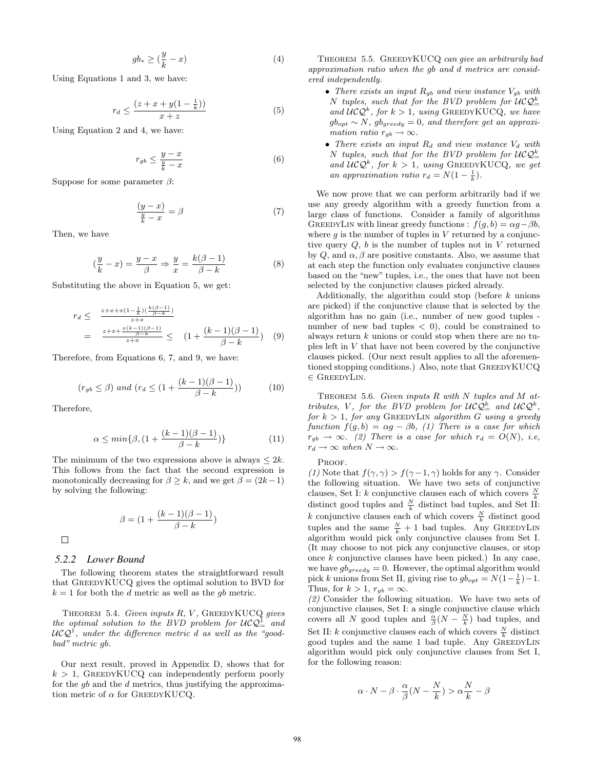$$gb_* \geq (\frac{y}{k} - x) \tag{4}$$

Using Equations 1 and 3, we have:

$$r_d \leq \frac{(z + x + y(1 - \frac{1}{k}))}{x + z} \tag{5}$$

Using Equation 2 and 4, we have:

$$r_{gb} \leq \frac{y - x}{\frac{y}{k} - x} \tag{6}$$

Suppose for some parameter $\beta$:

$$\frac{(y - x)}{\frac{y}{k} - x} = \beta \tag{7}$$

Then, we have

$$(\frac{y}{k} - x) = \frac{y - x}{\beta} \Rightarrow \frac{y}{x} = \frac{k(\beta - 1)}{\beta - k} \tag{8}$$

Substituting the above in Equation 5, we get:

$$\begin{aligned} r_d \leq & \frac{z + x + x(1 - \frac{1}{k})(\frac{k(\beta-1)}{\beta - k})}{z + x} \\ = & \frac{z + x + \frac{x(k-1)(\beta-1)}{\beta - k}}{z + x} \leq (1 + \frac{(k-1)(\beta - 1)}{\beta - k}) \end{aligned} \tag{9}$$

Therefore, from Equations 6, 7, and 9, we have:

$$(r_{gb} \leq \beta) \text{ and } (r_d \leq (1 + \frac{(k-1)(\beta-1)}{\beta - k})) \tag{10}$$

Therefore,

$$\alpha \leq min\{\beta, (1 + \frac{(k-1)(\beta-1)}{\beta - k})\} \tag{11}$$

The minimum of the two expressions above is always $\leq 2k$. This follows from the fact that the second expression is monotonically decreasing for $\beta \geq k$, and we get $\beta = (2k-1)$ by solving the following:

$$\beta = (1 + \frac{(k-1)(\beta-1)}{\beta - k})$$

□

### 5.2.2 Lower Bound

The following theorem states the straightforward result that GreedyKUCQ gives the optimal solution to BVD for $k = 1$ for both the $d$ metric as well as the $gb$ metric.

Theorem 5.4. *Given inputs $R$, $V$, GreedyKUCQ gives the optimal solution to the BVD problem for $\mathcal{UCQ}^1_=$ and $\mathcal{UCQ}^1$, under the difference metric $d$ as well as the "good-bad" metric $gb$.*

Our next result, proved in Appendix D, shows that for $k > 1$, GreedyKUCQ can independently perform poorly for the $gb$ and the $d$ metrics, thus justifying the approximation metric of $\alpha$ for GreedyKUCQ.

Theorem 5.5. *GreedyKUCQ can give an arbitrarily bad approximation ratio when the gb and d metrics are considered independently.*

- *There exists an input $R_{gb}$ and view instance $V_{gb}$ with $N$ tuples, such that for the BVD problem for $\mathcal{UCQ}^k_=$ and $\mathcal{UCQ}^k$, for $k > 1$, using GreedyKUCQ, we have $gb_{opt} \sim N$, $gb_{greedy} = 0$, and therefore get an approximation ratio $r_{gb} \rightarrow \infty$.*
- *There exists an input $R_d$ and view instance $V_d$ with $N$ tuples, such that for the BVD problem for $\mathcal{UCQ}^k_=$ and $\mathcal{UCQ}^k$, for $k > 1$, using GreedyKUCQ, we get an approximation ratio $r_d = N(1 - \frac{1}{k})$.*

We now prove that we can perform arbitrarily bad if we use any greedy algorithm with a greedy function from a large class of functions. Consider a family of algorithms GreedyLin with linear greedy functions : $f(g, b) = \alpha g - \beta b$, where $g$ is the number of tuples in $V$ returned by a conjunctive query $Q$, $b$ is the number of tuples not in $V$ returned by $Q$, and $\alpha, \beta$ are positive constants. Also, we assume that at each step the function only evaluates conjunctive clauses based on the "new" tuples, i.e., the ones that have not been selected by the conjunctive clauses picked already.

Additionally, the algorithm could stop (before $k$ unions are picked) if the conjunctive clause that is selected by the algorithm has no gain (i.e., number of new good tuples - number of new bad tuples $< 0$), could be constrained to always return $k$ unions or could stop when there are no tuples left in $V$ that have not been covered by the conjunctive clauses picked. (Our next result applies to all the aforementioned stopping conditions.) Also, note that GreedyKUCQ $\in$ GreedyLin.

Theorem 5.6. *Given inputs $R$ with $N$ tuples and $M$ attributes, $V$, for the BVD problem for $\mathcal{UCQ}^k_=$ and $\mathcal{UCQ}^k$, for $k > 1$, for any GreedyLin algorithm $G$ using a greedy function $f(g, b) = \alpha g - \beta b$, (1) There is a case for which $r_{gb} \rightarrow \infty$. (2) There is a case for which $r_d = O(N)$, i.e, $r_d \rightarrow \infty$ when $N \rightarrow \infty$.*

Proof.

*(1)* Note that $f(\gamma, \gamma) > f(\gamma - 1, \gamma)$ holds for any $\gamma$. Consider the following situation. We have two sets of conjunctive clauses, Set I: $k$ conjunctive clauses each of which covers $\frac{N}{k}$ distinct good tuples and $\frac{N}{k}$ distinct bad tuples, and Set II: $k$ conjunctive clauses each of which covers $\frac{N}{k}$ distinct good tuples and the same $\frac{N}{k} + 1$ bad tuples. Any GreedyLin algorithm would pick only conjunctive clauses from Set I. (It may choose to not pick any conjunctive clauses, or stop once $k$ conjunctive clauses have been picked.) In any case, we have $gb_{greedy} = 0$. However, the optimal algorithm would pick $k$ unions from Set II, giving rise to $gb_{opt} = N(1 - \frac{1}{k}) - 1$. Thus, for $k > 1$, $r_{gb} = \infty$.

*(2)* Consider the following situation. We have two sets of conjunctive clauses, Set I: a single conjunctive clause which covers all $N$ good tuples and $\frac{\alpha}{\beta}(N - \frac{N}{k})$ bad tuples, and Set II: $k$ conjunctive clauses each of which covers $\frac{N}{k}$ distinct good tuples and the same 1 bad tuple. Any GreedyLin algorithm would pick only conjunctive clauses from Set I, for the following reason:

$$\alpha \cdot N - \beta \cdot \frac{\alpha}{\beta}(N - \frac{N}{k}) > \alpha \frac{N}{k} - \beta$$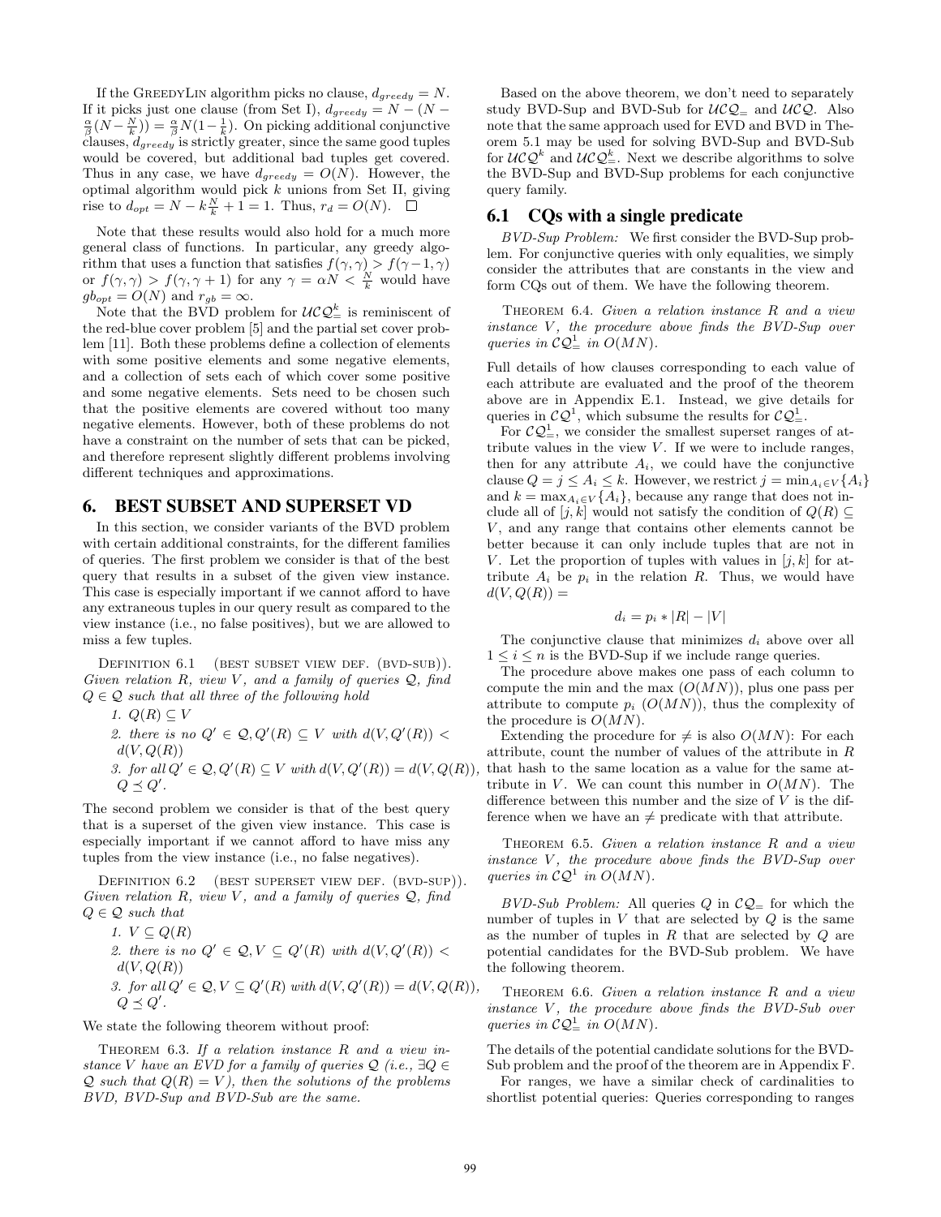If the GreedyLin algorithm picks no clause, $d_{greedy} = N$. If it picks just one clause (from Set I), $d_{greedy} = N - (N - \frac{\alpha}{\beta}(N - \frac{N}{k})) = \frac{\alpha}{\beta}N(1 - \frac{1}{k})$. On picking additional conjunctive clauses, $d_{greedy}$ is strictly greater, since the same good tuples would be covered, but additional bad tuples get covered. Thus in any case, we have $d_{greedy} = O(N)$. However, the optimal algorithm would pick $k$ unions from Set II, giving rise to $d_{opt} = N - k\frac{N}{k} + 1 = 1$. Thus, $r_d = O(N)$. □

Note that these results would also hold for a much more general class of functions. In particular, any greedy algorithm that uses a function that satisfies $f(\gamma, \gamma) > f(\gamma - 1, \gamma)$ or $f(\gamma, \gamma) > f(\gamma, \gamma + 1)$ for any $\gamma = \alpha N < \frac{N}{k}$ would have $gb_{opt} = O(N)$ and $r_{gb} = \infty$.

Note that the BVD problem for $\mathcal{UCQ}^k_=$ is reminiscent of the red-blue cover problem [5] and the partial set cover problem [11]. Both these problems define a collection of elements with some positive elements and some negative elements, and a collection of sets each of which cover some positive and some negative elements. Sets need to be chosen such that the positive elements are covered without too many negative elements. However, both of these problems do not have a constraint on the number of sets that can be picked, and therefore represent slightly different problems involving different techniques and approximations.

## 6. BEST SUBSET AND SUPERSET VD

In this section, we consider variants of the BVD problem with certain additional constraints, for the different families of queries. The first problem we consider is that of the best query that results in a subset of the given view instance. This case is especially important if we cannot afford to have any extraneous tuples in our query result as compared to the view instance (i.e., no false positives), but we are allowed to miss a few tuples.

Definition 6.1 (best subset view def. (bvd-sub)). *Given relation $R$, view $V$, and a family of queries $\mathcal{Q}$, find $Q \in \mathcal{Q}$ such that all three of the following hold*

1. *$Q(R) \subseteq V$*
2. *there is no $Q' \in \mathcal{Q}, Q'(R) \subseteq V$ with $d(V, Q'(R)) < d(V, Q(R))$*
3. *for all $Q' \in \mathcal{Q}, Q'(R) \subseteq V$ with $d(V, Q'(R)) = d(V, Q(R))$, $Q \preceq Q'$.*

The second problem we consider is that of the best query that is a superset of the given view instance. This case is especially important if we cannot afford to have miss any tuples from the view instance (i.e., no false negatives).

Definition 6.2 (best superset view def. (bvd-sup)). *Given relation $R$, view $V$, and a family of queries $\mathcal{Q}$, find $Q \in \mathcal{Q}$ such that*

1. *$V \subseteq Q(R)$*
2. *there is no $Q' \in \mathcal{Q}, V \subseteq Q'(R)$ with $d(V, Q'(R)) < d(V, Q(R))$*
3. *for all $Q' \in \mathcal{Q}, V \subseteq Q'(R)$ with $d(V, Q'(R)) = d(V, Q(R))$, $Q \preceq Q'$.*

We state the following theorem without proof:

Theorem 6.3. *If a relation instance $R$ and a view instance $V$ have an EVD for a family of queries $\mathcal{Q}$ (i.e., $\exists Q \in \mathcal{Q}$ such that $Q(R) = V$), then the solutions of the problems BVD, BVD-Sup and BVD-Sub are the same.*

Based on the above theorem, we don't need to separately study BVD-Sup and BVD-Sub for $\mathcal{UCQ}_=$ and $\mathcal{UCQ}$. Also note that the same approach used for EVD and BVD in Theorem 5.1 may be used for solving BVD-Sup and BVD-Sub for $\mathcal{UCQ}^k$ and $\mathcal{UCQ}^k_=$. Next we describe algorithms to solve the BVD-Sup and BVD-Sup problems for each conjunctive query family.

### 6.1 CQs with a single predicate

*BVD-Sup Problem:* We first consider the BVD-Sup problem. For conjunctive queries with only equalities, we simply consider the attributes that are constants in the view and form CQs out of them. We have the following theorem.

Theorem 6.4. *Given a relation instance $R$ and a view instance $V$, the procedure above finds the BVD-Sup over queries in $\mathcal{CQ}^1_=$ in $O(MN)$.*

Full details of how clauses corresponding to each value of each attribute are evaluated and the proof of the theorem above are in Appendix E.1. Instead, we give details for queries in $\mathcal{CQ}^1$, which subsume the results for $\mathcal{CQ}^1_=$.

For $\mathcal{CQ}^1_=$, we consider the smallest superset ranges of attribute values in the view $V$. If we were to include ranges, then for any attribute $A_i$, we could have the conjunctive clause $Q = j \leq A_i \leq k$. However, we restrict $j = \min_{A_i \in V}\{A_i\}$ and $k = \max_{A_i \in V}\{A_i\}$, because any range that does not include all of $[j, k]$ would not satisfy the condition of $Q(R) \subseteq V$, and any range that contains other elements cannot be better because it can only include tuples that are not in $V$. Let the proportion of tuples with values in $[j, k]$ for attribute $A_i$ be $p_i$ in the relation $R$. Thus, we would have $d(V, Q(R)) =$

$$d_i = p_i * |R| - |V|$$

The conjunctive clause that minimizes $d_i$ above over all $1 \leq i \leq n$ is the BVD-Sup if we include range queries.

The procedure above makes one pass of each column to compute the min and the max ($O(MN)$), plus one pass per attribute to compute $p_i$ ($O(MN)$), thus the complexity of the procedure is $O(MN)$.

Extending the procedure for $\neq$ is also $O(MN)$: For each attribute, count the number of values of the attribute in $R$ that hash to the same location as a value for the same attribute in $V$. We can count this number in $O(MN)$. The difference between this number and the size of $V$ is the difference when we have an $\neq$ predicate with that attribute.

Theorem 6.5. *Given a relation instance $R$ and a view instance $V$, the procedure above finds the BVD-Sup over queries in $\mathcal{CQ}^1$ in $O(MN)$.*

*BVD-Sub Problem:* All queries $Q$ in $\mathcal{CQ}_=$ for which the number of tuples in $V$ that are selected by $Q$ is the same as the number of tuples in $R$ that are selected by $Q$ are potential candidates for the BVD-Sub problem. We have the following theorem.

Theorem 6.6. *Given a relation instance $R$ and a view instance $V$, the procedure above finds the BVD-Sub over queries in $\mathcal{CQ}^1_=$ in $O(MN)$.*

The details of the potential candidate solutions for the BVD-Sub problem and the proof of the theorem are in Appendix F.

For ranges, we have a similar check of cardinalities to shortlist potential queries: Queries corresponding to ranges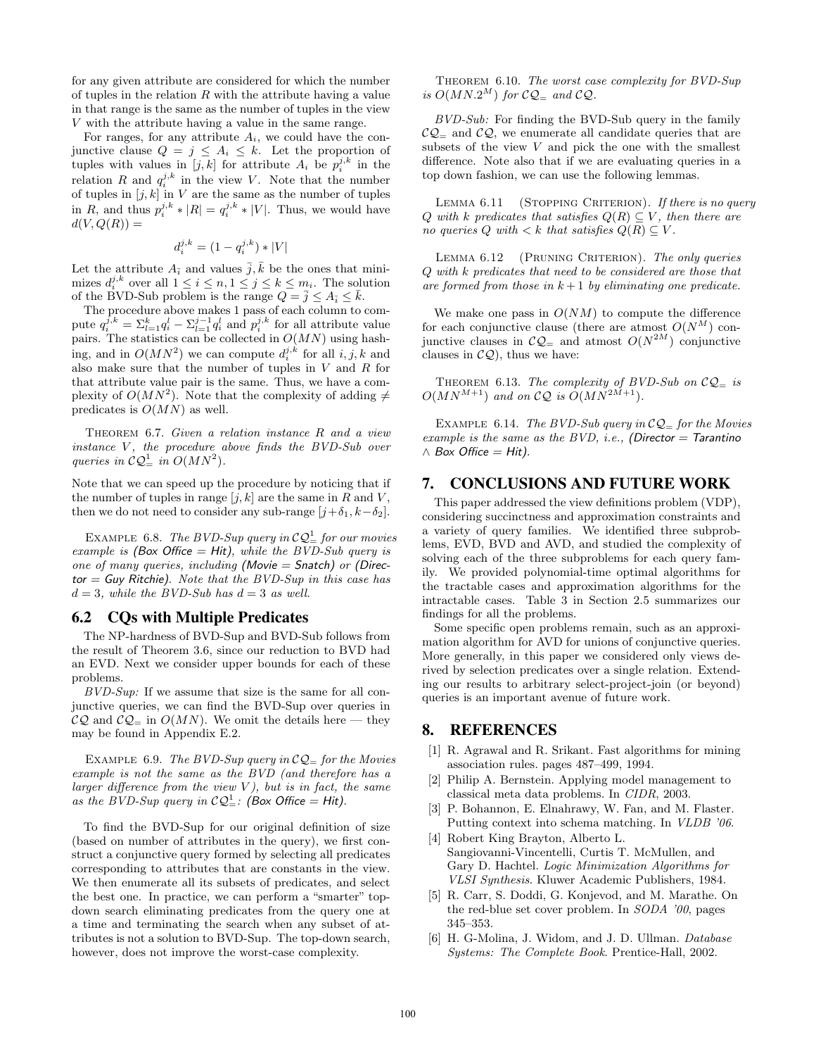for any given attribute are considered for which the number of tuples in the relation $R$ with the attribute having a value in that range is the same as the number of tuples in the view $V$ with the attribute having a value in the same range.

For ranges, for any attribute $A_i$, we could have the conjunctive clause $Q = j \leq A_i \leq k$. Let the proportion of tuples with values in $[j, k]$ for attribute $A_i$ be $p_i^{j,k}$ in the relation $R$ and $q_i^{j,k}$ in the view $V$. Note that the number of tuples in $[j, k]$ in $V$ are the same as the number of tuples in $R$, and thus $p_i^{j,k} * |R| = q_i^{j,k} * |V|$. Thus, we would have $d(V, Q(R)) =$

$$d_i^{j,k} = (1 - q_i^{j,k}) * |V|$$

Let the attribute $A_{\bar{i}}$ and values $\bar{j}, \bar{k}$ be the ones that minimizes $d_i^{j,k}$ over all $1 \leq i \leq n, 1 \leq j \leq k \leq m_i$. The solution of the BVD-Sub problem is the range $Q = \bar{j} \leq A_{\bar{i}} \leq \bar{k}$.

The procedure above makes 1 pass of each column to compute $q_i^{j,k} = \Sigma_{l=1}^{k} q_i^l - \Sigma_{l=1}^{j-1} q_i^l$ and $p_i^{j,k}$ for all attribute value pairs. The statistics can be collected in $O(MN)$ using hashing, and in $O(MN^2)$ we can compute $d_i^{j,k}$ for all $i, j, k$ and also make sure that the number of tuples in $V$ and $R$ for that attribute value pair is the same. Thus, we have a complexity of $O(MN^2)$. Note that the complexity of adding $\neq$ predicates is $O(MN)$ as well.

Theorem 6.7. *Given a relation instance $R$ and a view instance $V$, the procedure above finds the BVD-Sub over queries in $\mathcal{CQ}_{=}^{1}$ in $O(MN^2)$.*

Note that we can speed up the procedure by noticing that if the number of tuples in range $[j, k]$ are the same in $R$ and $V$, then we do not need to consider any sub-range $[j + \delta_1, k - \delta_2]$.

Example 6.8. *The BVD-Sup query in $\mathcal{CQ}_{=}^{1}$ for our movies example is (Box Office = Hit), while the BVD-Sub query is one of many queries, including (Movie = Snatch) or (Director = Guy Ritchie). Note that the BVD-Sup in this case has $d = 3$, while the BVD-Sub has $d = 3$ as well.*

## 6.2 CQs with Multiple Predicates

The NP-hardness of BVD-Sup and BVD-Sub follows from the result of Theorem 3.6, since our reduction to BVD had an EVD. Next we consider upper bounds for each of these problems.

*BVD-Sup:* If we assume that size is the same for all conjunctive queries, we can find the BVD-Sup over queries in $\mathcal{CQ}$ and $\mathcal{CQ}_{=}$ in $O(MN)$. We omit the details here — they may be found in Appendix E.2.

Example 6.9. *The BVD-Sup query in $\mathcal{CQ}_{=}$ for the Movies example is not the same as the BVD (and therefore has a larger difference from the view $V$), but is in fact, the same as the BVD-Sup query in $\mathcal{CQ}_{=}^{1}$: (Box Office = Hit).*

To find the BVD-Sup for our original definition of size (based on number of attributes in the query), we first construct a conjunctive query formed by selecting all predicates corresponding to attributes that are constants in the view. We then enumerate all its subsets of predicates, and select the best one. In practice, we can perform a "smarter" top-down search eliminating predicates from the query one at a time and terminating the search when any subset of attributes is not a solution to BVD-Sup. The top-down search, however, does not improve the worst-case complexity.

Theorem 6.10. *The worst case complexity for BVD-Sup is $O(MN.2^M)$ for $\mathcal{CQ}_{=}$ and $\mathcal{CQ}$.*

*BVD-Sub:* For finding the BVD-Sub query in the family $\mathcal{CQ}_{=}$ and $\mathcal{CQ}$, we enumerate all candidate queries that are subsets of the view $V$ and pick the one with the smallest difference. Note also that if we are evaluating queries in a top down fashion, we can use the following lemmas.

Lemma 6.11 (Stopping Criterion). *If there is no query $Q$ with $k$ predicates that satisfies $Q(R) \subseteq V$, then there are no queries $Q$ with $< k$ that satisfies $Q(R) \subseteq V$.*

Lemma 6.12 (Pruning Criterion). *The only queries $Q$ with $k$ predicates that need to be considered are those that are formed from those in $k + 1$ by eliminating one predicate.*

We make one pass in $O(NM)$ to compute the difference for each conjunctive clause (there are atmost $O(N^M)$ conjunctive clauses in $\mathcal{CQ}_{=}$ and atmost $O(N^{2M})$ conjunctive clauses in $\mathcal{CQ}$), thus we have:

Theorem 6.13. *The complexity of BVD-Sub on $\mathcal{CQ}_{=}$ is $O(MN^{M+1})$ and on $\mathcal{CQ}$ is $O(MN^{2M+1})$.*

Example 6.14. *The BVD-Sub query in $\mathcal{CQ}_{=}$ for the Movies example is the same as the BVD, i.e., (Director = Tarantino $\wedge$ Box Office = Hit).*

# 7. CONCLUSIONS AND FUTURE WORK

This paper addressed the view definitions problem (VDP), considering succinctness and approximation constraints and a variety of query families. We identified three subproblems, EVD, BVD and AVD, and studied the complexity of solving each of the three subproblems for each query family. We provided polynomial-time optimal algorithms for the tractable cases and approximation algorithms for the intractable cases. Table 3 in Section 2.5 summarizes our findings for all the problems.

Some specific open problems remain, such as an approximation algorithm for AVD for unions of conjunctive queries. More generally, in this paper we considered only views derived by selection predicates over a single relation. Extending our results to arbitrary select-project-join (or beyond) queries is an important avenue of future work.

# 8. REFERENCES

[1] R. Agrawal and R. Srikant. Fast algorithms for mining association rules. pages 487–499, 1994.

[2] Philip A. Bernstein. Applying model management to classical meta data problems. In *CIDR*, 2003.

[3] P. Bohannon, E. Elnahrawy, W. Fan, and M. Flaster. Putting context into schema matching. In *VLDB '06*.

[4] Robert King Brayton, Alberto L. Sangiovanni-Vincentelli, Curtis T. McMullen, and Gary D. Hachtel. *Logic Minimization Algorithms for VLSI Synthesis*. Kluwer Academic Publishers, 1984.

[5] R. Carr, S. Doddi, G. Konjevod, and M. Marathe. On the red-blue set cover problem. In *SODA '00*, pages 345–353.

[6] H. G-Molina, J. Widom, and J. D. Ullman. *Database Systems: The Complete Book*. Prentice-Hall, 2002.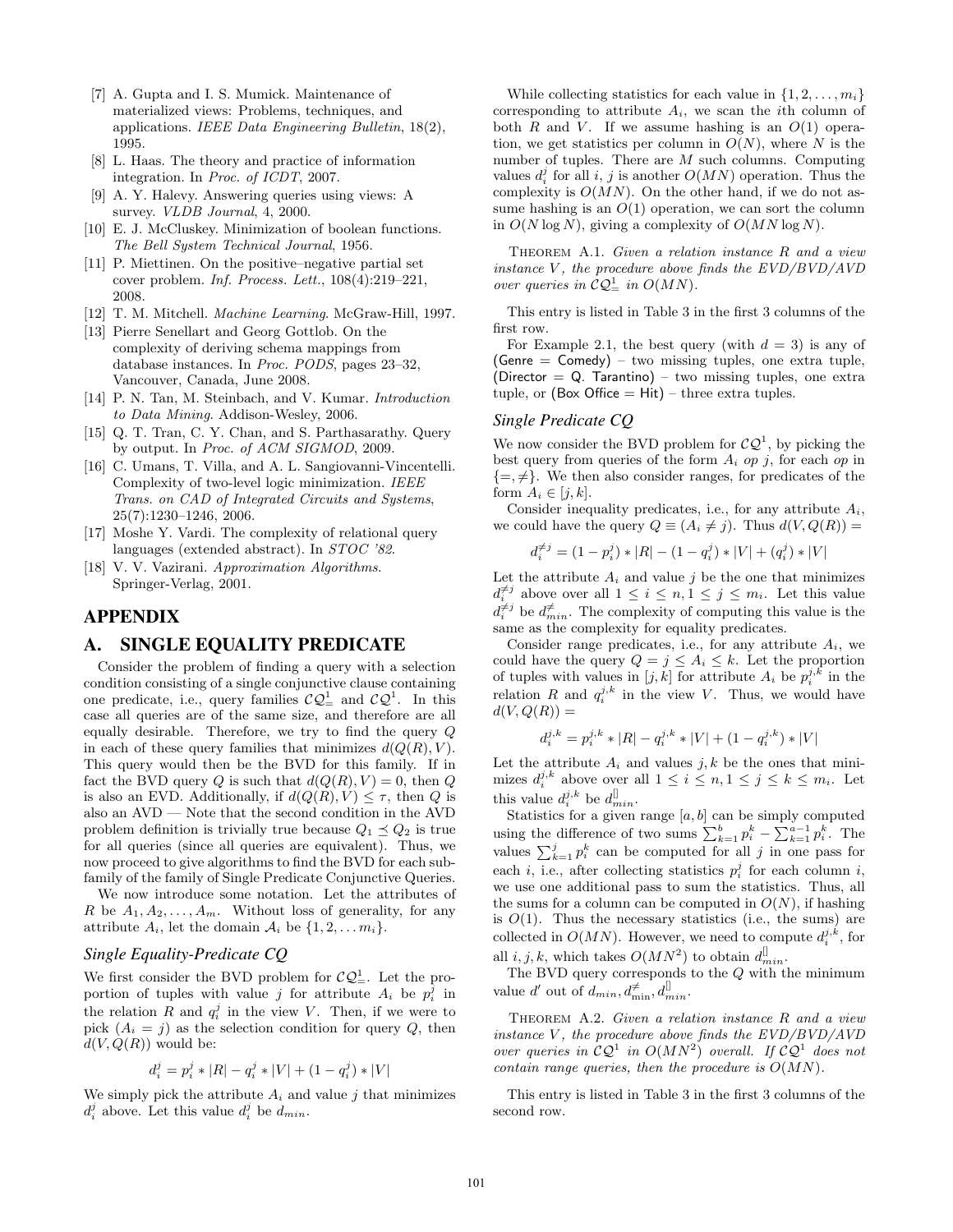[7] A. Gupta and I. S. Mumick. Maintenance of materialized views: Problems, techniques, and applications. *IEEE Data Engineering Bulletin*, 18(2), 1995.

[8] L. Haas. The theory and practice of information integration. In *Proc. of ICDT*, 2007.

[9] A. Y. Halevy. Answering queries using views: A survey. *VLDB Journal*, 4, 2000.

[10] E. J. McCluskey. Minimization of boolean functions. *The Bell System Technical Journal*, 1956.

[11] P. Miettinen. On the positive–negative partial set cover problem. *Inf. Process. Lett.*, 108(4):219–221, 2008.

[12] T. M. Mitchell. *Machine Learning*. McGraw-Hill, 1997.

[13] Pierre Senellart and Georg Gottlob. On the complexity of deriving schema mappings from database instances. In *Proc. PODS*, pages 23–32, Vancouver, Canada, June 2008.

[14] P. N. Tan, M. Steinbach, and V. Kumar. *Introduction to Data Mining*. Addison-Wesley, 2006.

[15] Q. T. Tran, C. Y. Chan, and S. Parthasarathy. Query by output. In *Proc. of ACM SIGMOD*, 2009.

[16] C. Umans, T. Villa, and A. L. Sangiovanni-Vincentelli. Complexity of two-level logic minimization. *IEEE Trans. on CAD of Integrated Circuits and Systems*, 25(7):1230–1246, 2006.

[17] Moshe Y. Vardi. The complexity of relational query languages (extended abstract). In *STOC '82*.

[18] V. V. Vazirani. *Approximation Algorithms*. Springer-Verlag, 2001.

# APPENDIX

## A. SINGLE EQUALITY PREDICATE

Consider the problem of finding a query with a selection condition consisting of a single conjunctive clause containing one predicate, i.e., query families $\mathcal{CQ}^1_=$ and $\mathcal{CQ}^1$. In this case all queries are of the same size, and therefore are all equally desirable. Therefore, we try to find the query $Q$ in each of these query families that minimizes $d(Q(R), V)$. This query would then be the BVD for this family. If in fact the BVD query $Q$ is such that $d(Q(R), V) = 0$, then $Q$ is also an EVD. Additionally, if $d(Q(R), V) \leq \tau$, then $Q$ is also an AVD — Note that the second condition in the AVD problem definition is trivially true because $Q_1 \preceq Q_2$ is true for all queries (since all queries are equivalent). Thus, we now proceed to give algorithms to find the BVD for each subfamily of the family of Single Predicate Conjunctive Queries.

We now introduce some notation. Let the attributes of $R$ be $A_1, A_2, \ldots, A_m$. Without loss of generality, for any attribute $A_i$, let the domain $\mathcal{A}_i$ be $\{1, 2, \ldots m_i\}$.

### Single Equality-Predicate CQ

We first consider the BVD problem for $\mathcal{CQ}^1_=$. Let the proportion of tuples with value $j$ for attribute $A_i$ be $p_i^j$ in the relation $R$ and $q_i^j$ in the view $V$. Then, if we were to pick $(A_i = j)$ as the selection condition for query $Q$, then $d(V, Q(R))$ would be:

$$d_i^j = p_i^j * |R| - q_i^j * |V| + (1 - q_i^j) * |V|$$

We simply pick the attribute $A_i$ and value $j$ that minimizes $d_i^j$ above. Let this value $d_i^j$ be $d_{min}$.

While collecting statistics for each value in $\{1, 2, \ldots, m_i\}$ corresponding to attribute $A_i$, we scan the $i$th column of both $R$ and $V$. If we assume hashing is an $O(1)$ operation, we get statistics per column in $O(N)$, where $N$ is the number of tuples. There are $M$ such columns. Computing values $d_i^j$ for all $i$, $j$ is another $O(MN)$ operation. Thus the complexity is $O(MN)$. On the other hand, if we do not assume hashing is an $O(1)$ operation, we can sort the column in $O(N \log N)$, giving a complexity of $O(MN \log N)$.

Theorem A.1. *Given a relation instance $R$ and a view instance $V$, the procedure above finds the EVD/BVD/AVD over queries in $\mathcal{CQ}^1_=$ in $O(MN)$.*

This entry is listed in Table 3 in the first 3 columns of the first row.

For Example 2.1, the best query (with $d = 3$) is any of (Genre = Comedy) – two missing tuples, one extra tuple, (Director = Q. Tarantino) – two missing tuples, one extra tuple, or (Box Office = Hit) – three extra tuples.

### Single Predicate CQ

We now consider the BVD problem for $\mathcal{CQ}^1$, by picking the best query from queries of the form $A_i$ *op* $j$, for each *op* in $\{=, \neq\}$. We then also consider ranges, for predicates of the form $A_i \in [j, k]$.

Consider inequality predicates, i.e., for any attribute $A_i$, we could have the query $Q \equiv (A_i \neq j)$. Thus $d(V, Q(R)) =$

$$d_i^{\neq j} = (1 - p_i^j) * |R| - (1 - q_i^j) * |V| + (q_i^j) * |V|$$

Let the attribute $A_i$ and value $j$ be the one that minimizes $d_i^{\neq j}$ above over all $1 \leq i \leq n, 1 \leq j \leq m_i$. Let this value $d_i^{\neq j}$ be $d^{\neq}_{min}$. The complexity of computing this value is the same as the complexity for equality predicates.

Consider range predicates, i.e., for any attribute $A_i$, we could have the query $Q = j \leq A_i \leq k$. Let the proportion of tuples with values in $[j, k]$ for attribute $A_i$ be $p_i^{j,k}$ in the relation $R$ and $q_i^{j,k}$ in the view $V$. Thus, we would have $d(V, Q(R)) =$

$$d_i^{j,k} = p_i^{j,k} * |R| - q_i^{j,k} * |V| + (1 - q_i^{j,k}) * |V|$$

Let the attribute $A_i$ and values $j, k$ be the ones that minimizes $d_i^{j,k}$ above over all $1 \leq i \leq n, 1 \leq j \leq k \leq m_i$. Let this value $d_i^{j,k}$ be $d^{[]}_{min}$.

Statistics for a given range $[a, b]$ can be simply computed using the difference of two sums $\sum_{k=1}^{b} p_i^k - \sum_{k=1}^{a-1} p_i^k$. The values $\sum_{k=1}^{j} p_i^k$ can be computed for all $j$ in one pass for each $i$, i.e., after collecting statistics $p_i^j$ for each column $i$, we use one additional pass to sum the statistics. Thus, all the sums for a column can be computed in $O(N)$, if hashing is $O(1)$. Thus the necessary statistics (i.e., the sums) are collected in $O(MN)$. However, we need to compute $d_i^{j,k}$, for all $i, j, k$, which takes $O(MN^2)$ to obtain $d^{[]}_{min}$.

The BVD query corresponds to the $Q$ with the minimum value $d'$ out of $d_{min}, d^{\neq}_{\min}, d^{[]}_{min}$.

Theorem A.2. *Given a relation instance $R$ and a view instance $V$, the procedure above finds the EVD/BVD/AVD over queries in $\mathcal{CQ}^1$ in $O(MN^2)$ overall. If $\mathcal{CQ}^1$ does not contain range queries, then the procedure is $O(MN)$.*

This entry is listed in Table 3 in the first 3 columns of the second row.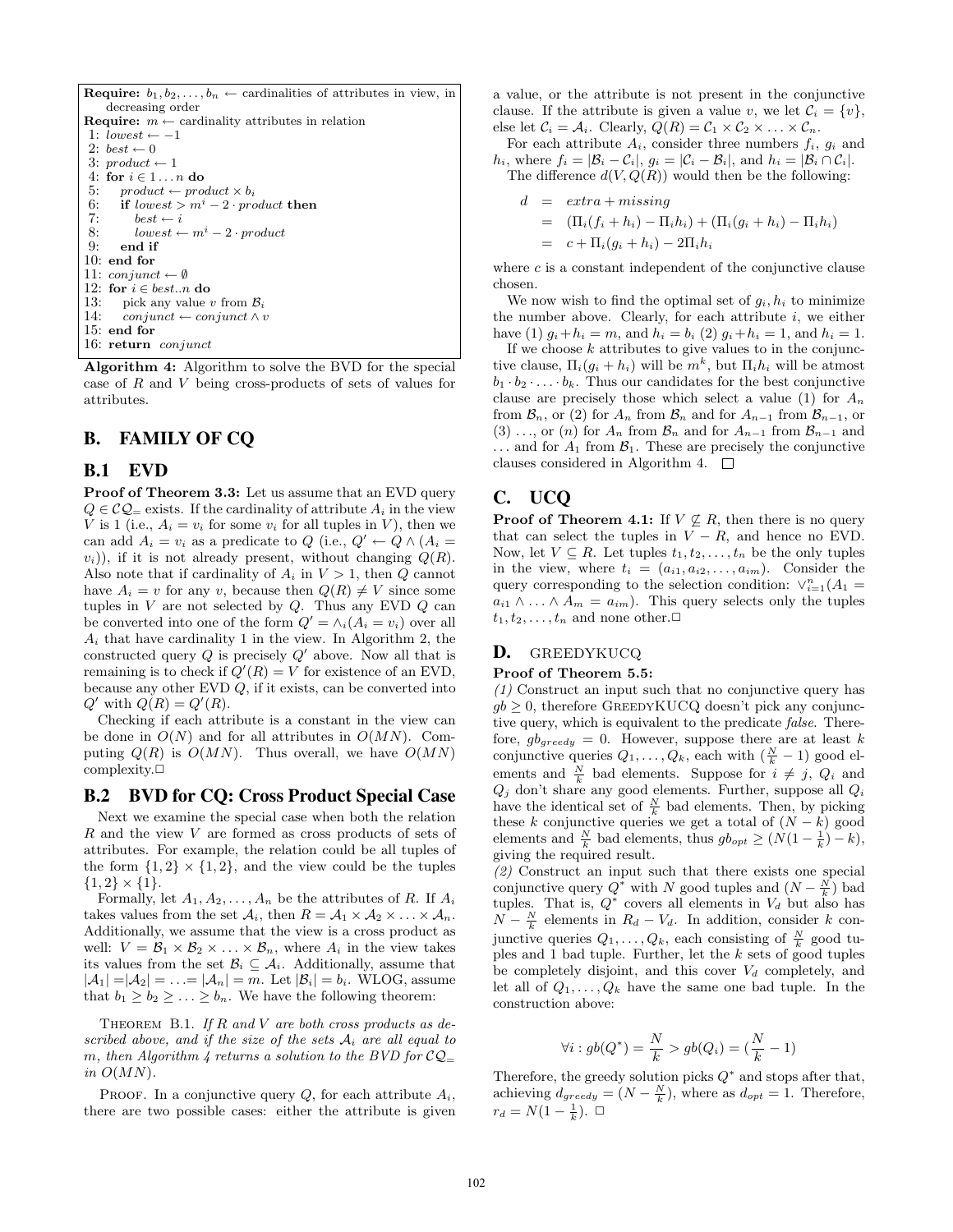```
Require: b_1, b_2, ..., b_n ← cardinalities of attributes in view, in
    decreasing order
Require: m ← cardinality attributes in relation
 1: lowest ← −1
 2: best ← 0
 3: product ← 1
 4: for i ∈ 1 . . . n do
 5:    product ← product × b_i
 6:    if lowest > m^i − 2 · product then
 7:       best ← i
 8:       lowest ← m^i − 2 · product
 9:    end if
10: end for
11: conjunct ← ∅
12: for i ∈ best..n do
13:    pick any value v from B_i
14:    conjunct ← conjunct ∧ v
15: end for
16: return conjunct
```

**Algorithm 4:** Algorithm to solve the BVD for the special case of $R$ and $V$ being cross-products of sets of values for attributes.

## B. FAMILY OF CQ

### B.1 EVD

**Proof of Theorem 3.3:** Let us assume that an EVD query $Q \in \mathcal{CQ}_=$ exists. If the cardinality of attribute $A_i$ in the view $V$ is 1 (i.e., $A_i = v_i$ for some $v_i$ for all tuples in $V$), then we can add $A_i = v_i$ as a predicate to $Q$ (i.e., $Q' \leftarrow Q \wedge (A_i = v_i)$), if it is not already present, without changing $Q(R)$. Also note that if cardinality of $A_i$ in $V > 1$, then $Q$ cannot have $A_i = v$ for any $v$, because then $Q(R) \neq V$ since some tuples in $V$ are not selected by $Q$. Thus any EVD $Q$ can be converted into one of the form $Q' = \wedge_i (A_i = v_i)$ over all $A_i$ that have cardinality 1 in the view. In Algorithm 2, the constructed query $Q$ is precisely $Q'$ above. Now all that is remaining is to check if $Q'(R) = V$ for existence of an EVD, because any other EVD $Q$, if it exists, can be converted into $Q'$ with $Q(R) = Q'(R)$.

Checking if each attribute is a constant in the view can be done in $O(N)$ and for all attributes in $O(MN)$. Computing $Q(R)$ is $O(MN)$. Thus overall, we have $O(MN)$ complexity.□

### B.2 BVD for CQ: Cross Product Special Case

Next we examine the special case when both the relation $R$ and the view $V$ are formed as cross products of sets of attributes. For example, the relation could be all tuples of the form $\{1, 2\} \times \{1, 2\}$, and the view could be the tuples $\{1, 2\} \times \{1\}$.

Formally, let $A_1, A_2, \ldots, A_n$ be the attributes of $R$. If $A_i$ takes values from the set $\mathcal{A}_i$, then $R = \mathcal{A}_1 \times \mathcal{A}_2 \times \ldots \times \mathcal{A}_n$. Additionally, we assume that the view is a cross product as well: $V = \mathcal{B}_1 \times \mathcal{B}_2 \times \ldots \times \mathcal{B}_n$, where $A_i$ in the view takes its values from the set $\mathcal{B}_i \subseteq \mathcal{A}_i$. Additionally, assume that $|\mathcal{A}_1| = |\mathcal{A}_2| = \ldots = |\mathcal{A}_n| = m$. Let $|\mathcal{B}_i| = b_i$. WLOG, assume that $b_1 \geq b_2 \geq \ldots \geq b_n$. We have the following theorem:

THEOREM B.1. *If $R$ and $V$ are both cross products as described above, and if the size of the sets $\mathcal{A}_i$ are all equal to $m$, then Algorithm 4 returns a solution to the BVD for $\mathcal{CQ}_=$ in $O(MN)$.*

PROOF. In a conjunctive query $Q$, for each attribute $A_i$, there are two possible cases: either the attribute is given a value, or the attribute is not present in the conjunctive clause. If the attribute is given a value $v$, we let $\mathcal{C}_i = \{v\}$, else let $\mathcal{C}_i = \mathcal{A}_i$. Clearly, $Q(R) = \mathcal{C}_1 \times \mathcal{C}_2 \times \ldots \times \mathcal{C}_n$.

For each attribute $A_i$, consider three numbers $f_i$, $g_i$ and $h_i$, where $f_i = |\mathcal{B}_i - \mathcal{C}_i|$, $g_i = |\mathcal{C}_i - \mathcal{B}_i|$, and $h_i = |\mathcal{B}_i \cap \mathcal{C}_i|$.

The difference $d(V, Q(R))$ would then be the following:

$$
\begin{aligned}
d &= extra + missing \\
&= (\Pi_i(f_i + h_i) - \Pi_i h_i) + (\Pi_i(g_i + h_i) - \Pi_i h_i) \\
&= c + \Pi_i(g_i + h_i) - 2\Pi_i h_i
\end{aligned}
$$

where $c$ is a constant independent of the conjunctive clause chosen.

We now wish to find the optimal set of $g_i, h_i$ to minimize the number above. Clearly, for each attribute $i$, we either have (1) $g_i + h_i = m$, and $h_i = b_i$ (2) $g_i + h_i = 1$, and $h_i = 1$.

If we choose $k$ attributes to give values to in the conjunctive clause, $\Pi_i(g_i + h_i)$ will be $m^k$, but $\Pi_i h_i$ will be atmost $b_1 \cdot b_2 \cdot \ldots \cdot b_k$. Thus our candidates for the best conjunctive clause are precisely those which select a value (1) for $A_n$ from $\mathcal{B}_n$, or (2) for $A_n$ from $\mathcal{B}_n$ and for $A_{n-1}$ from $\mathcal{B}_{n-1}$, or (3) $\ldots$, or ($n$) for $A_n$ from $\mathcal{B}_n$ and for $A_{n-1}$ from $\mathcal{B}_{n-1}$ and $\ldots$ and for $A_1$ from $\mathcal{B}_1$. These are precisely the conjunctive clauses considered in Algorithm 4. □

## C. UCQ

**Proof of Theorem 4.1:** If $V \not\subseteq R$, then there is no query that can select the tuples in $V - R$, and hence no EVD. Now, let $V \subseteq R$. Let tuples $t_1, t_2, \ldots, t_n$ be the only tuples in the view, where $t_i = (a_{i1}, a_{i2}, \ldots, a_{im})$. Consider the query corresponding to the selection condition: $\vee_{i=1}^{n}(A_1 = a_{i1} \wedge \ldots \wedge A_m = a_{im})$. This query selects only the tuples $t_1, t_2, \ldots, t_n$ and none other.□

## D. GREEDYKUCQ

**Proof of Theorem 5.5:**

*(1)* Construct an input such that no conjunctive query has $gb \geq 0$, therefore GREEDYKUCQ doesn't pick any conjunctive query, which is equivalent to the predicate *false*. Therefore, $gb_{greedy} = 0$. However, suppose there are at least $k$ conjunctive queries $Q_1, \ldots, Q_k$, each with $(\frac{N}{k} - 1)$ good elements and $\frac{N}{k}$ bad elements. Suppose for $i \neq j$, $Q_i$ and $Q_j$ don't share any good elements. Further, suppose all $Q_i$ have the identical set of $\frac{N}{k}$ bad elements. Then, by picking these $k$ conjunctive queries we get a total of $(N - k)$ good elements and $\frac{N}{k}$ bad elements, thus $gb_{opt} \geq (N(1 - \frac{1}{k}) - k)$, giving the required result.

*(2)* Construct an input such that there exists one special conjunctive query $Q^*$ with $N$ good tuples and $(N - \frac{N}{k})$ bad tuples. That is, $Q^*$ covers all elements in $V_d$ but also has $N - \frac{N}{k}$ elements in $R_d - V_d$. In addition, consider $k$ conjunctive queries $Q_1, \ldots, Q_k$, each consisting of $\frac{N}{k}$ good tuples and 1 bad tuple. Further, let the $k$ sets of good tuples be completely disjoint, and this cover $V_d$ completely, and let all of $Q_1, \ldots, Q_k$ have the same one bad tuple. In the construction above:

$$
\forall i : gb(Q^*) = \frac{N}{k} > gb(Q_i) = (\frac{N}{k} - 1)
$$

Therefore, the greedy solution picks $Q^*$ and stops after that, achieving $d_{greedy} = (N - \frac{N}{k})$, where as $d_{opt} = 1$. Therefore, $r_d = N(1 - \frac{1}{k})$. □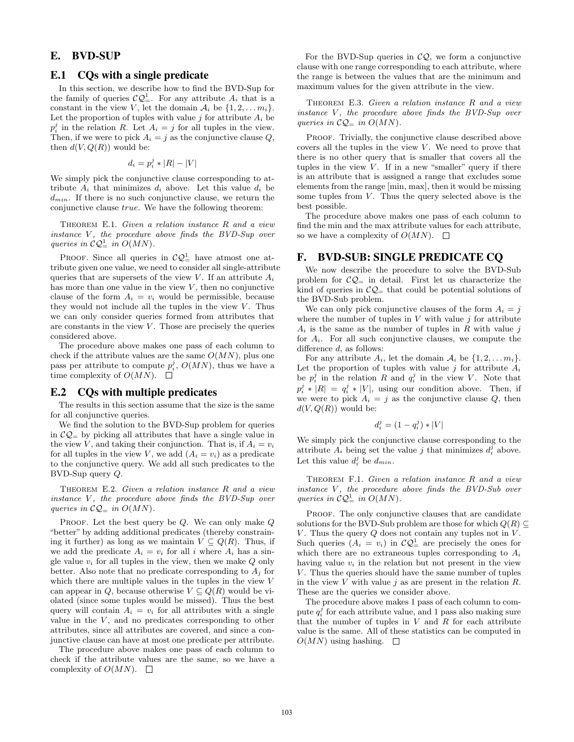# E. BVD-SUP

## E.1 CQs with a single predicate

In this section, we describe how to find the BVD-Sup for the family of queries $\mathcal{CQ}^1_=$. For any attribute $A_i$ that is a constant in the view $V$, let the domain $\mathcal{A}_i$ be $\{1, 2, \ldots m_i\}$. Let the proportion of tuples with value $j$ for attribute $A_i$ be $p_i^j$ in the relation $R$. Let $A_i = j$ for all tuples in the view. Then, if we were to pick $A_i = j$ as the conjunctive clause $Q$, then $d(V, Q(R))$ would be:

$$d_i = p_i^j * |R| - |V|$$

We simply pick the conjunctive clause corresponding to attribute $A_i$ that minimizes $d_i$ above. Let this value $d_i$ be $d_{min}$. If there is no such conjunctive clause, we return the conjunctive clause *true*. We have the following theorem:

THEOREM E.1. *Given a relation instance $R$ and a view instance $V$, the procedure above finds the BVD-Sup over queries in $\mathcal{CQ}^1_=$ in $O(MN)$.*

PROOF. Since all queries in $\mathcal{CQ}^1_=$ have atmost one attribute given one value, we need to consider all single-attribute queries that are supersets of the view $V$. If an attribute $A_i$ has more than one value in the view $V$, then no conjunctive clause of the form $A_i = v_i$ would be permissible, because they would not include all the tuples in the view $V$. Thus we can only consider queries formed from attributes that are constants in the view $V$. Those are precisely the queries considered above.

The procedure above makes one pass of each column to check if the attribute values are the same $O(MN)$, plus one pass per attribute to compute $p_i^j$, $O(MN)$, thus we have a time complexity of $O(MN)$. □

## E.2 CQs with multiple predicates

The results in this section assume that the size is the same for all conjunctive queries.

We find the solution to the BVD-Sup problem for queries in $\mathcal{CQ}_=$ by picking all attributes that have a single value in the view $V$, and taking their conjunction. That is, if $A_i = v_i$ for all tuples in the view $V$, we add $(A_i = v_i)$ as a predicate to the conjunctive query. We add all such predicates to the BVD-Sup query $Q$.

THEOREM E.2. *Given a relation instance $R$ and a view instance $V$, the procedure above finds the BVD-Sup over queries in $\mathcal{CQ}_=$ in $O(MN)$.*

PROOF. Let the best query be $Q$. We can only make $Q$ "better" by adding additional predicates (thereby constraining it further) as long as we maintain $V \subseteq Q(R)$. Thus, if we add the predicate $A_i = v_i$ for all $i$ where $A_i$ has a single value $v_i$ for all tuples in the view, then we make $Q$ only better. Also note that no predicate corresponding to $A_j$ for which there are multiple values in the tuples in the view $V$ can appear in $Q$, because otherwise $V \subseteq Q(R)$ would be violated (since some tuples would be missed). Thus the best query will contain $A_i = v_i$ for all attributes with a single value in the $V$, and no predicates corresponding to other attributes, since all attributes are covered, and since a conjunctive clause can have at most one predicate per attribute.

The procedure above makes one pass of each column to check if the attribute values are the same, so we have a complexity of $O(MN)$. □

For the BVD-Sup queries in $\mathcal{CQ}$, we form a conjunctive clause with one range corresponding to each attribute, where the range is between the values that are the minimum and maximum values for the given attribute in the view.

THEOREM E.3. *Given a relation instance $R$ and a view instance $V$, the procedure above finds the BVD-Sup over queries in $\mathcal{CQ}_=$ in $O(MN)$.*

PROOF. Trivially, the conjunctive clause described above covers all the tuples in the view $V$. We need to prove that there is no other query that is smaller that covers all the tuples in the view $V$. If in a new "smaller" query if there is an attribute that is assigned a range that excludes some elements from the range [min, max], then it would be missing some tuples from $V$. Thus the query selected above is the best possible.

The procedure above makes one pass of each column to find the min and the max attribute values for each attribute, so we have a complexity of $O(MN)$. □

# F. BVD-SUB: SINGLE PREDICATE CQ

We now describe the procedure to solve the BVD-Sub problem for $\mathcal{CQ}_=$ in detail. First let us characterize the kind of queries in $\mathcal{CQ}_=$ that could be potential solutions of the BVD-Sub problem.

We can only pick conjunctive clauses of the form $A_i = j$ where the number of tuples in $V$ with value $j$ for attribute $A_i$ is the same as the number of tuples in $R$ with value $j$ for $A_i$. For all such conjunctive clauses, we compute the difference $d$, as follows:

For any attribute $A_i$, let the domain $\mathcal{A}_i$ be $\{1, 2, \ldots m_i\}$. Let the proportion of tuples with value $j$ for attribute $A_i$ be $p_i^j$ in the relation $R$ and $q_i^j$ in the view $V$. Note that $p_i^j * |R| = q_i^j * |V|$, using our condition above. Then, if we were to pick $A_i = j$ as the conjunctive clause $Q$, then $d(V, Q(R))$ would be:

$$d_i^j = (1 - q_i^j) * |V|$$

We simply pick the conjunctive clause corresponding to the attribute $A_i$ being set the value $j$ that minimizes $d_i^j$ above. Let this value $d_i^j$ be $d_{min}$.

THEOREM F.1. *Given a relation instance $R$ and a view instance $V$, the procedure above finds the BVD-Sub over queries in $\mathcal{CQ}^1_=$ in $O(MN)$.*

PROOF. The only conjunctive clauses that are candidate solutions for the BVD-Sub problem are those for which $Q(R) \subseteq V$. Thus the query $Q$ does not contain any tuples not in $V$. Such queries $(A_i = v_i)$ in $\mathcal{CQ}^1_=$ are precisely the ones for which there are no extraneous tuples corresponding to $A_i$ having value $v_i$ in the relation but not present in the view $V$. Thus the queries should have the same number of tuples in the view $V$ with value $j$ as are present in the relation $R$. These are the queries we consider above.

The procedure above makes 1 pass of each column to compute $q_i^j$ for each attribute value, and 1 pass also making sure that the number of tuples in $V$ and $R$ for each attribute value is the same. All of these statistics can be computed in $O(MN)$ using hashing. □